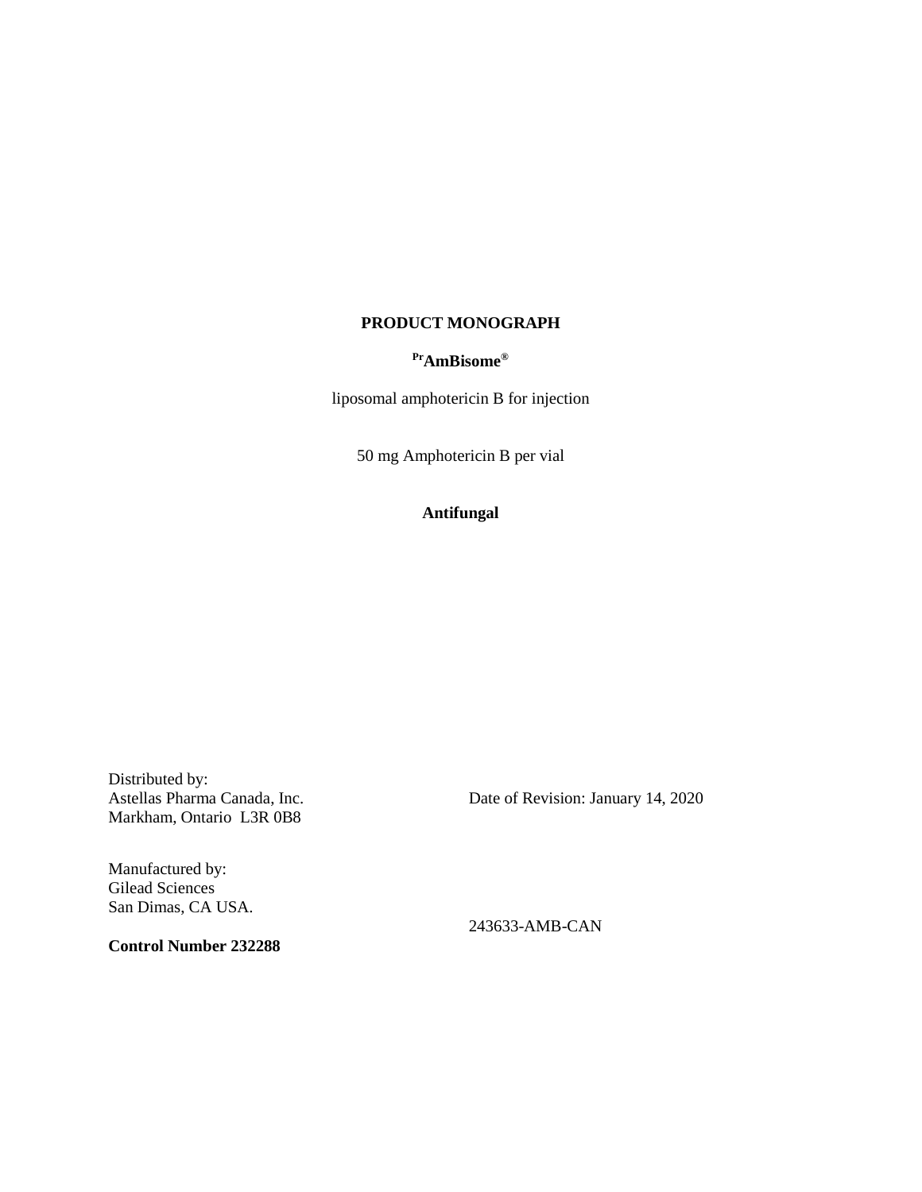**PRODUCT MONOGRAPH**

**PrAmBisome®**

liposomal amphotericin B for injection

50 mg Amphotericin B per vial

**Antifungal**

Distributed by:
Astellas Pharma Canada, Inc.
Markham, Ontario L3R 0B8

Date of Revision: January 14, 2020

Manufactured by:
Gilead Sciences
San Dimas, CA USA.

243633-AMB-CAN

**Control Number 232288**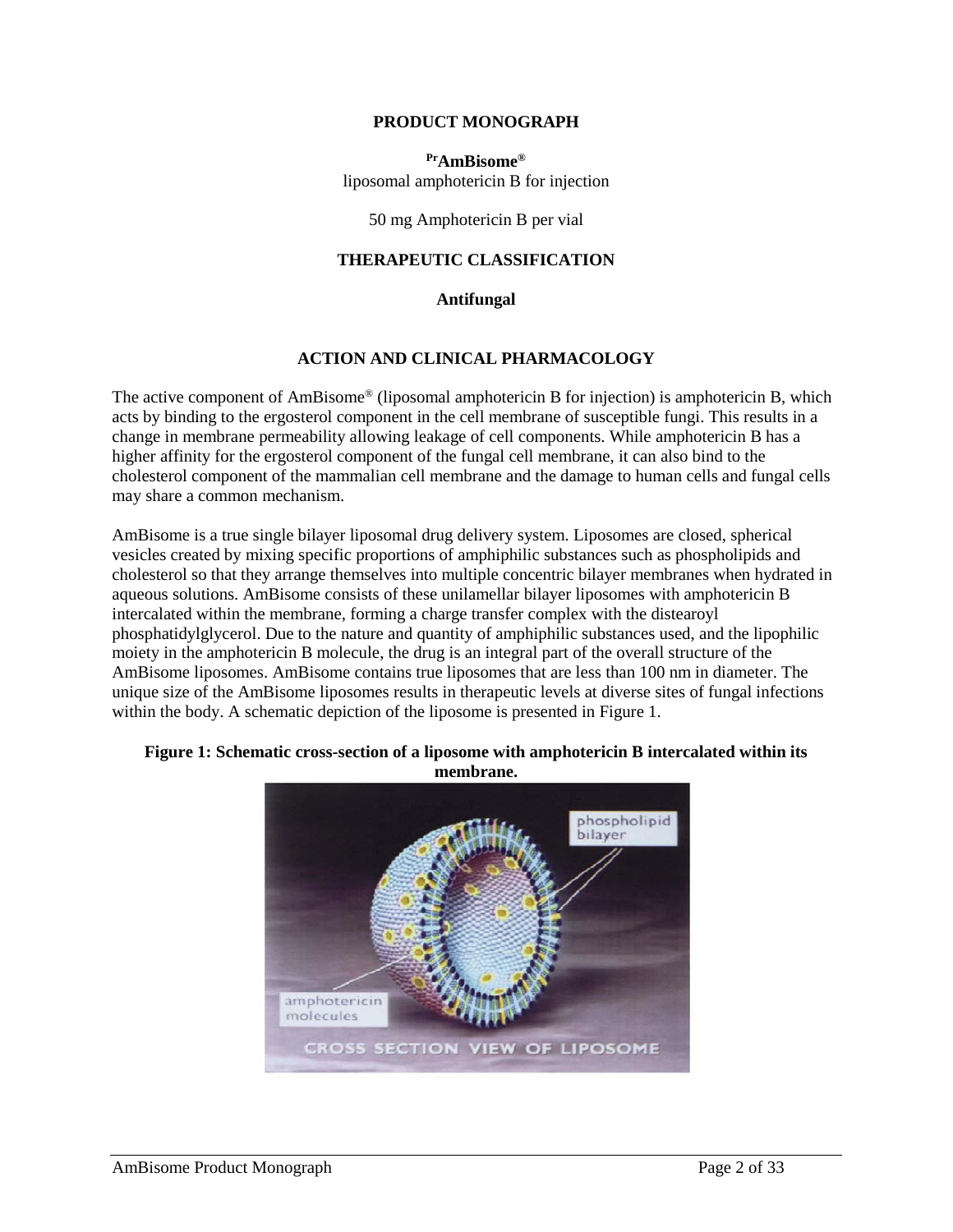# PRODUCT MONOGRAPH

**[Pr]AmBisome®**
liposomal amphotericin B for injection

50 mg Amphotericin B per vial

## THERAPEUTIC CLASSIFICATION

**Antifungal**

## ACTION AND CLINICAL PHARMACOLOGY

The active component of AmBisome® (liposomal amphotericin B for injection) is amphotericin B, which acts by binding to the ergosterol component in the cell membrane of susceptible fungi. This results in a change in membrane permeability allowing leakage of cell components. While amphotericin B has a higher affinity for the ergosterol component of the fungal cell membrane, it can also bind to the cholesterol component of the mammalian cell membrane and the damage to human cells and fungal cells may share a common mechanism.

AmBisome is a true single bilayer liposomal drug delivery system. Liposomes are closed, spherical vesicles created by mixing specific proportions of amphiphilic substances such as phospholipids and cholesterol so that they arrange themselves into multiple concentric bilayer membranes when hydrated in aqueous solutions. AmBisome consists of these unilamellar bilayer liposomes with amphotericin B intercalated within the membrane, forming a charge transfer complex with the distearoyl phosphatidylglycerol. Due to the nature and quantity of amphiphilic substances used, and the lipophilic moiety in the amphotericin B molecule, the drug is an integral part of the overall structure of the AmBisome liposomes. AmBisome contains true liposomes that are less than 100 nm in diameter. The unique size of the AmBisome liposomes results in therapeutic levels at diverse sites of fungal infections within the body. A schematic depiction of the liposome is presented in Figure 1.

**Figure 1: Schematic cross-section of a liposome with amphotericin B intercalated within its membrane.**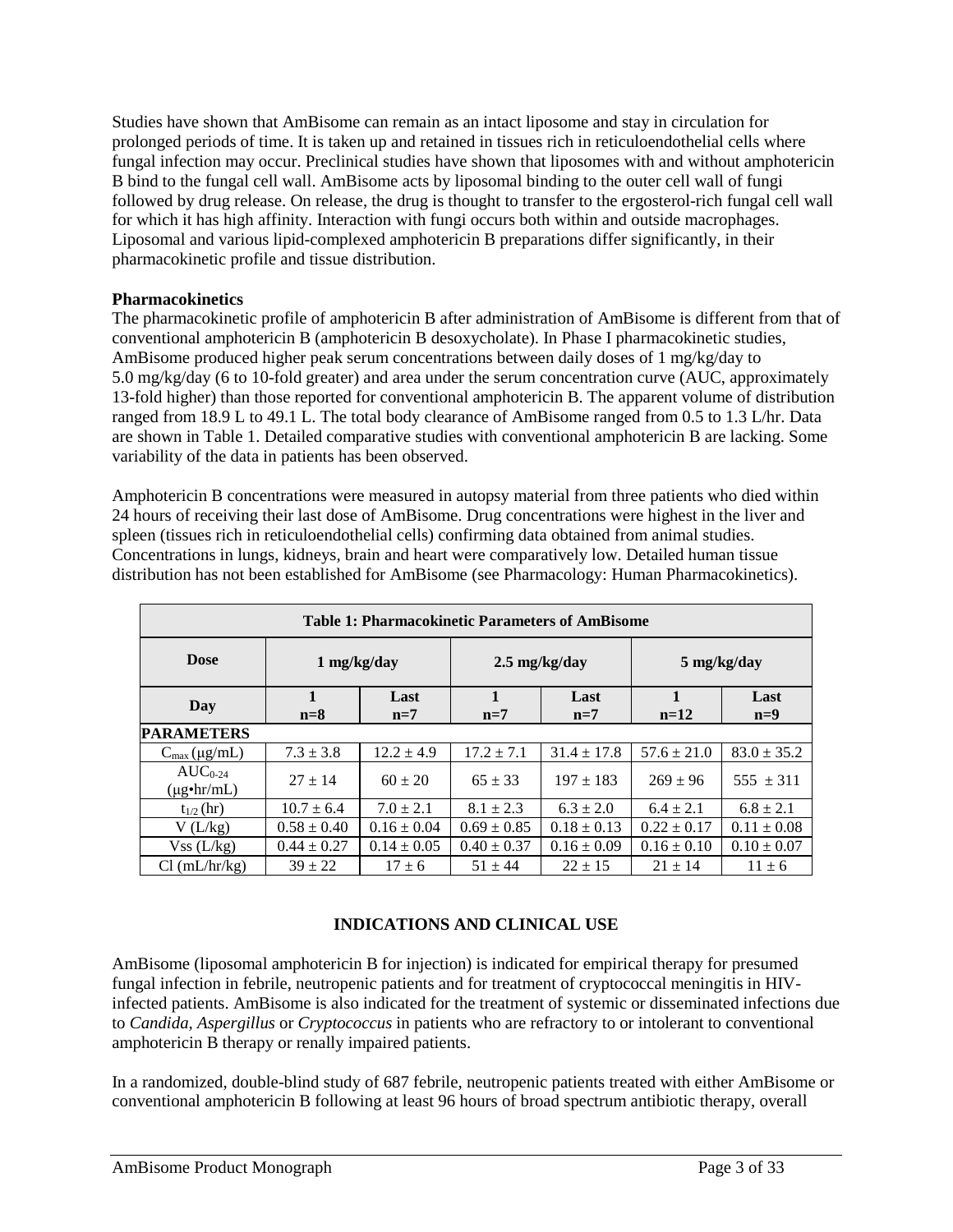Studies have shown that AmBisome can remain as an intact liposome and stay in circulation for prolonged periods of time. It is taken up and retained in tissues rich in reticuloendothelial cells where fungal infection may occur. Preclinical studies have shown that liposomes with and without amphotericin B bind to the fungal cell wall. AmBisome acts by liposomal binding to the outer cell wall of fungi followed by drug release. On release, the drug is thought to transfer to the ergosterol-rich fungal cell wall for which it has high affinity. Interaction with fungi occurs both within and outside macrophages. Liposomal and various lipid-complexed amphotericin B preparations differ significantly, in their pharmacokinetic profile and tissue distribution.

**Pharmacokinetics**

The pharmacokinetic profile of amphotericin B after administration of AmBisome is different from that of conventional amphotericin B (amphotericin B desoxycholate). In Phase I pharmacokinetic studies, AmBisome produced higher peak serum concentrations between daily doses of 1 mg/kg/day to 5.0 mg/kg/day (6 to 10-fold greater) and area under the serum concentration curve (AUC, approximately 13-fold higher) than those reported for conventional amphotericin B. The apparent volume of distribution ranged from 18.9 L to 49.1 L. The total body clearance of AmBisome ranged from 0.5 to 1.3 L/hr. Data are shown in Table 1. Detailed comparative studies with conventional amphotericin B are lacking. Some variability of the data in patients has been observed.

Amphotericin B concentrations were measured in autopsy material from three patients who died within 24 hours of receiving their last dose of AmBisome. Drug concentrations were highest in the liver and spleen (tissues rich in reticuloendothelial cells) confirming data obtained from animal studies. Concentrations in lungs, kidneys, brain and heart were comparatively low. Detailed human tissue distribution has not been established for AmBisome (see Pharmacology: Human Pharmacokinetics).

**Table 1: Pharmacokinetic Parameters of AmBisome**

| Dose | 1 mg/kg/day | | 2.5 mg/kg/day | | 5 mg/kg/day | |
|---|---|---|---|---|---|---|
| Day | 1<br>n=8 | Last<br>n=7 | 1<br>n=7 | Last<br>n=7 | 1<br>n=12 | Last<br>n=9 |
| **PARAMETERS** | | | | | | |
| $C_{max}$ (μg/mL) | 7.3 ± 3.8 | 12.2 ± 4.9 | 17.2 ± 7.1 | 31.4 ± 17.8 | 57.6 ± 21.0 | 83.0 ± 35.2 |
| $AUC_{0-24}$ (μg•hr/mL) | 27 ± 14 | 60 ± 20 | 65 ± 33 | 197 ± 183 | 269 ± 96 | 555 ± 311 |
| $t_{1/2}$ (hr) | 10.7 ± 6.4 | 7.0 ± 2.1 | 8.1 ± 2.3 | 6.3 ± 2.0 | 6.4 ± 2.1 | 6.8 ± 2.1 |
| V (L/kg) | 0.58 ± 0.40 | 0.16 ± 0.04 | 0.69 ± 0.85 | 0.18 ± 0.13 | 0.22 ± 0.17 | 0.11 ± 0.08 |
| Vss (L/kg) | 0.44 ± 0.27 | 0.14 ± 0.05 | 0.40 ± 0.37 | 0.16 ± 0.09 | 0.16 ± 0.10 | 0.10 ± 0.07 |
| Cl (mL/hr/kg) | 39 ± 22 | 17 ± 6 | 51 ± 44 | 22 ± 15 | 21 ± 14 | 11 ± 6 |

## INDICATIONS AND CLINICAL USE

AmBisome (liposomal amphotericin B for injection) is indicated for empirical therapy for presumed fungal infection in febrile, neutropenic patients and for treatment of cryptococcal meningitis in HIV-infected patients. AmBisome is also indicated for the treatment of systemic or disseminated infections due to *Candida, Aspergillus* or *Cryptococcus* in patients who are refractory to or intolerant to conventional amphotericin B therapy or renally impaired patients.

In a randomized, double-blind study of 687 febrile, neutropenic patients treated with either AmBisome or conventional amphotericin B following at least 96 hours of broad spectrum antibiotic therapy, overall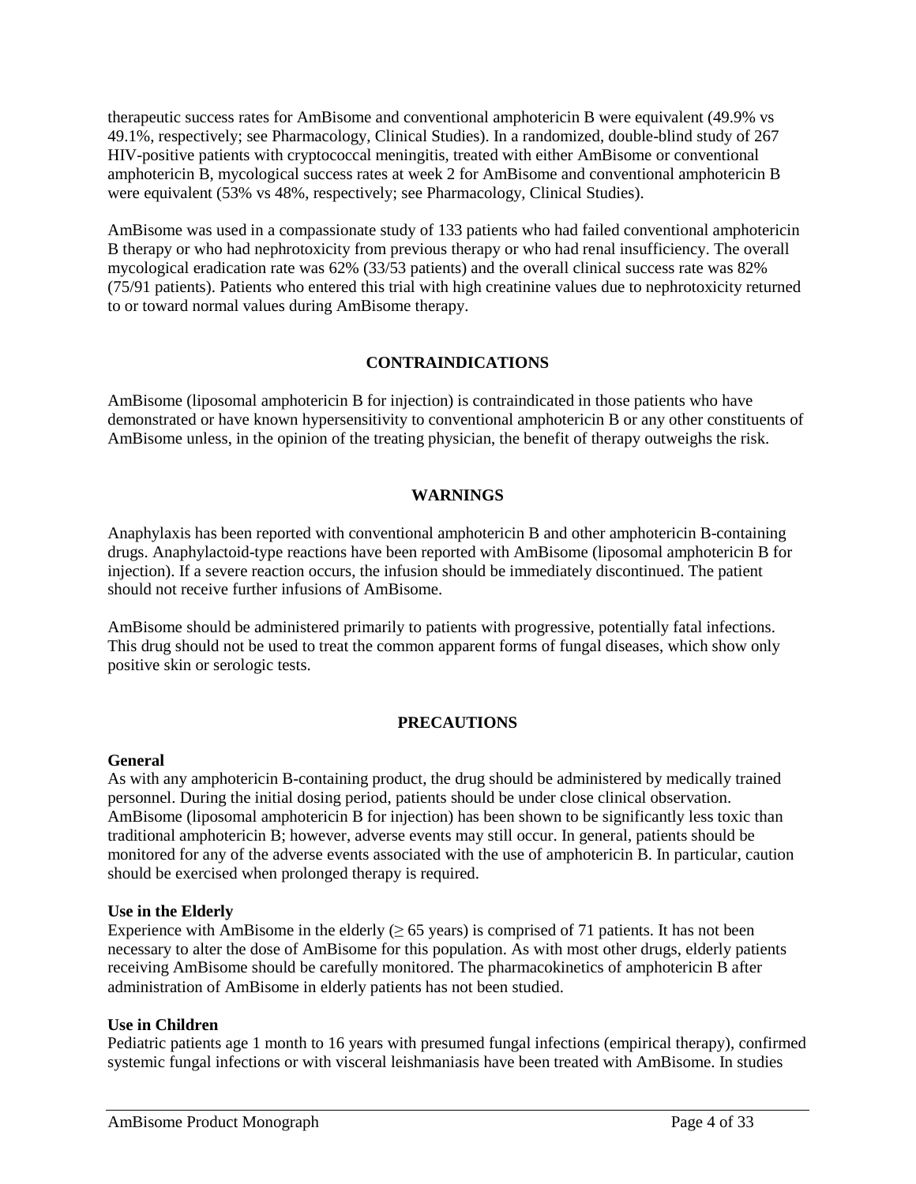therapeutic success rates for AmBisome and conventional amphotericin B were equivalent (49.9% vs 49.1%, respectively; see Pharmacology, Clinical Studies). In a randomized, double-blind study of 267 HIV-positive patients with cryptococcal meningitis, treated with either AmBisome or conventional amphotericin B, mycological success rates at week 2 for AmBisome and conventional amphotericin B were equivalent (53% vs 48%, respectively; see Pharmacology, Clinical Studies).

AmBisome was used in a compassionate study of 133 patients who had failed conventional amphotericin B therapy or who had nephrotoxicity from previous therapy or who had renal insufficiency. The overall mycological eradication rate was 62% (33/53 patients) and the overall clinical success rate was 82% (75/91 patients). Patients who entered this trial with high creatinine values due to nephrotoxicity returned to or toward normal values during AmBisome therapy.

## CONTRAINDICATIONS

AmBisome (liposomal amphotericin B for injection) is contraindicated in those patients who have demonstrated or have known hypersensitivity to conventional amphotericin B or any other constituents of AmBisome unless, in the opinion of the treating physician, the benefit of therapy outweighs the risk.

## WARNINGS

Anaphylaxis has been reported with conventional amphotericin B and other amphotericin B-containing drugs. Anaphylactoid-type reactions have been reported with AmBisome (liposomal amphotericin B for injection). If a severe reaction occurs, the infusion should be immediately discontinued. The patient should not receive further infusions of AmBisome.

AmBisome should be administered primarily to patients with progressive, potentially fatal infections. This drug should not be used to treat the common apparent forms of fungal diseases, which show only positive skin or serologic tests.

## PRECAUTIONS

**General**
As with any amphotericin B-containing product, the drug should be administered by medically trained personnel. During the initial dosing period, patients should be under close clinical observation. AmBisome (liposomal amphotericin B for injection) has been shown to be significantly less toxic than traditional amphotericin B; however, adverse events may still occur. In general, patients should be monitored for any of the adverse events associated with the use of amphotericin B. In particular, caution should be exercised when prolonged therapy is required.

**Use in the Elderly**
Experience with AmBisome in the elderly (≥ 65 years) is comprised of 71 patients. It has not been necessary to alter the dose of AmBisome for this population. As with most other drugs, elderly patients receiving AmBisome should be carefully monitored. The pharmacokinetics of amphotericin B after administration of AmBisome in elderly patients has not been studied.

**Use in Children**
Pediatric patients age 1 month to 16 years with presumed fungal infections (empirical therapy), confirmed systemic fungal infections or with visceral leishmaniasis have been treated with AmBisome. In studies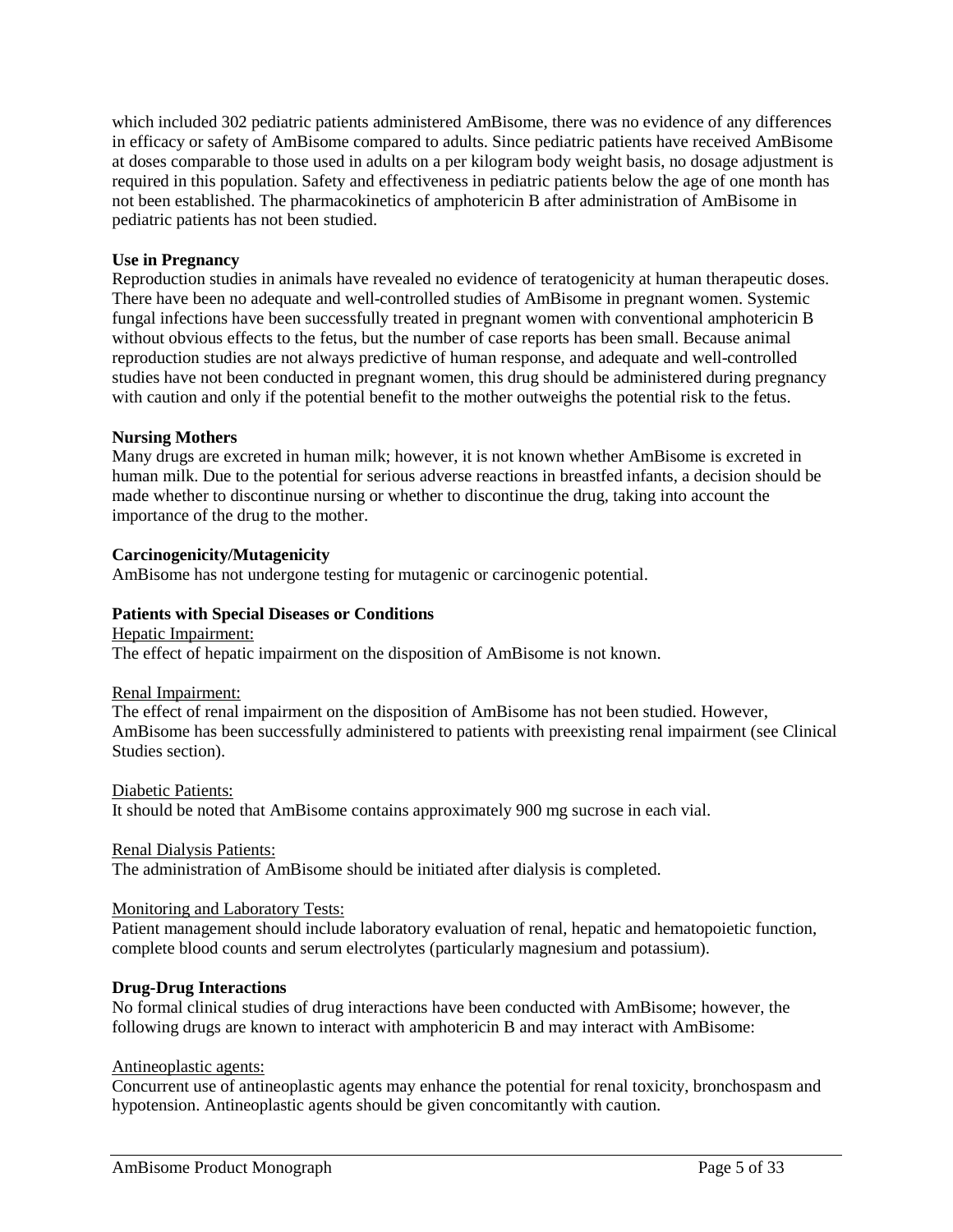which included 302 pediatric patients administered AmBisome, there was no evidence of any differences in efficacy or safety of AmBisome compared to adults. Since pediatric patients have received AmBisome at doses comparable to those used in adults on a per kilogram body weight basis, no dosage adjustment is required in this population. Safety and effectiveness in pediatric patients below the age of one month has not been established. The pharmacokinetics of amphotericin B after administration of AmBisome in pediatric patients has not been studied.

**Use in Pregnancy**

Reproduction studies in animals have revealed no evidence of teratogenicity at human therapeutic doses. There have been no adequate and well-controlled studies of AmBisome in pregnant women. Systemic fungal infections have been successfully treated in pregnant women with conventional amphotericin B without obvious effects to the fetus, but the number of case reports has been small. Because animal reproduction studies are not always predictive of human response, and adequate and well-controlled studies have not been conducted in pregnant women, this drug should be administered during pregnancy with caution and only if the potential benefit to the mother outweighs the potential risk to the fetus.

**Nursing Mothers**

Many drugs are excreted in human milk; however, it is not known whether AmBisome is excreted in human milk. Due to the potential for serious adverse reactions in breastfed infants, a decision should be made whether to discontinue nursing or whether to discontinue the drug, taking into account the importance of the drug to the mother.

**Carcinogenicity/Mutagenicity**

AmBisome has not undergone testing for mutagenic or carcinogenic potential.

**Patients with Special Diseases or Conditions**

Hepatic Impairment:

The effect of hepatic impairment on the disposition of AmBisome is not known.

Renal Impairment:

The effect of renal impairment on the disposition of AmBisome has not been studied. However, AmBisome has been successfully administered to patients with preexisting renal impairment (see Clinical Studies section).

Diabetic Patients:

It should be noted that AmBisome contains approximately 900 mg sucrose in each vial.

Renal Dialysis Patients:

The administration of AmBisome should be initiated after dialysis is completed.

Monitoring and Laboratory Tests:

Patient management should include laboratory evaluation of renal, hepatic and hematopoietic function, complete blood counts and serum electrolytes (particularly magnesium and potassium).

**Drug-Drug Interactions**

No formal clinical studies of drug interactions have been conducted with AmBisome; however, the following drugs are known to interact with amphotericin B and may interact with AmBisome:

Antineoplastic agents:

Concurrent use of antineoplastic agents may enhance the potential for renal toxicity, bronchospasm and hypotension. Antineoplastic agents should be given concomitantly with caution.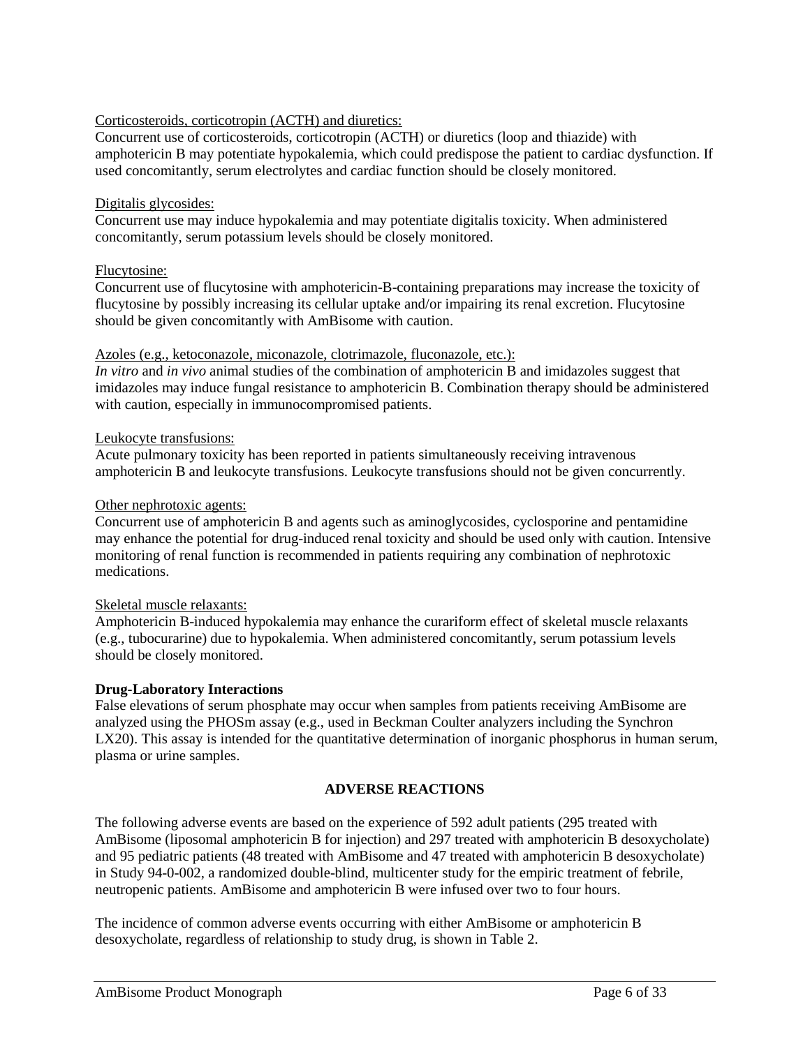Corticosteroids, corticotropin (ACTH) and diuretics:
Concurrent use of corticosteroids, corticotropin (ACTH) or diuretics (loop and thiazide) with amphotericin B may potentiate hypokalemia, which could predispose the patient to cardiac dysfunction. If used concomitantly, serum electrolytes and cardiac function should be closely monitored.

Digitalis glycosides:
Concurrent use may induce hypokalemia and may potentiate digitalis toxicity. When administered concomitantly, serum potassium levels should be closely monitored.

Flucytosine:
Concurrent use of flucytosine with amphotericin-B-containing preparations may increase the toxicity of flucytosine by possibly increasing its cellular uptake and/or impairing its renal excretion. Flucytosine should be given concomitantly with AmBisome with caution.

Azoles (e.g., ketoconazole, miconazole, clotrimazole, fluconazole, etc.):
*In vitro* and *in vivo* animal studies of the combination of amphotericin B and imidazoles suggest that imidazoles may induce fungal resistance to amphotericin B. Combination therapy should be administered with caution, especially in immunocompromised patients.

Leukocyte transfusions:
Acute pulmonary toxicity has been reported in patients simultaneously receiving intravenous amphotericin B and leukocyte transfusions. Leukocyte transfusions should not be given concurrently.

Other nephrotoxic agents:
Concurrent use of amphotericin B and agents such as aminoglycosides, cyclosporine and pentamidine may enhance the potential for drug-induced renal toxicity and should be used only with caution. Intensive monitoring of renal function is recommended in patients requiring any combination of nephrotoxic medications.

Skeletal muscle relaxants:
Amphotericin B-induced hypokalemia may enhance the curariform effect of skeletal muscle relaxants (e.g., tubocurarine) due to hypokalemia. When administered concomitantly, serum potassium levels should be closely monitored.

**Drug-Laboratory Interactions**
False elevations of serum phosphate may occur when samples from patients receiving AmBisome are analyzed using the PHOSm assay (e.g., used in Beckman Coulter analyzers including the Synchron LX20). This assay is intended for the quantitative determination of inorganic phosphorus in human serum, plasma or urine samples.

## ADVERSE REACTIONS

The following adverse events are based on the experience of 592 adult patients (295 treated with AmBisome (liposomal amphotericin B for injection) and 297 treated with amphotericin B desoxycholate) and 95 pediatric patients (48 treated with AmBisome and 47 treated with amphotericin B desoxycholate) in Study 94-0-002, a randomized double-blind, multicenter study for the empiric treatment of febrile, neutropenic patients. AmBisome and amphotericin B were infused over two to four hours.

The incidence of common adverse events occurring with either AmBisome or amphotericin B desoxycholate, regardless of relationship to study drug, is shown in Table 2.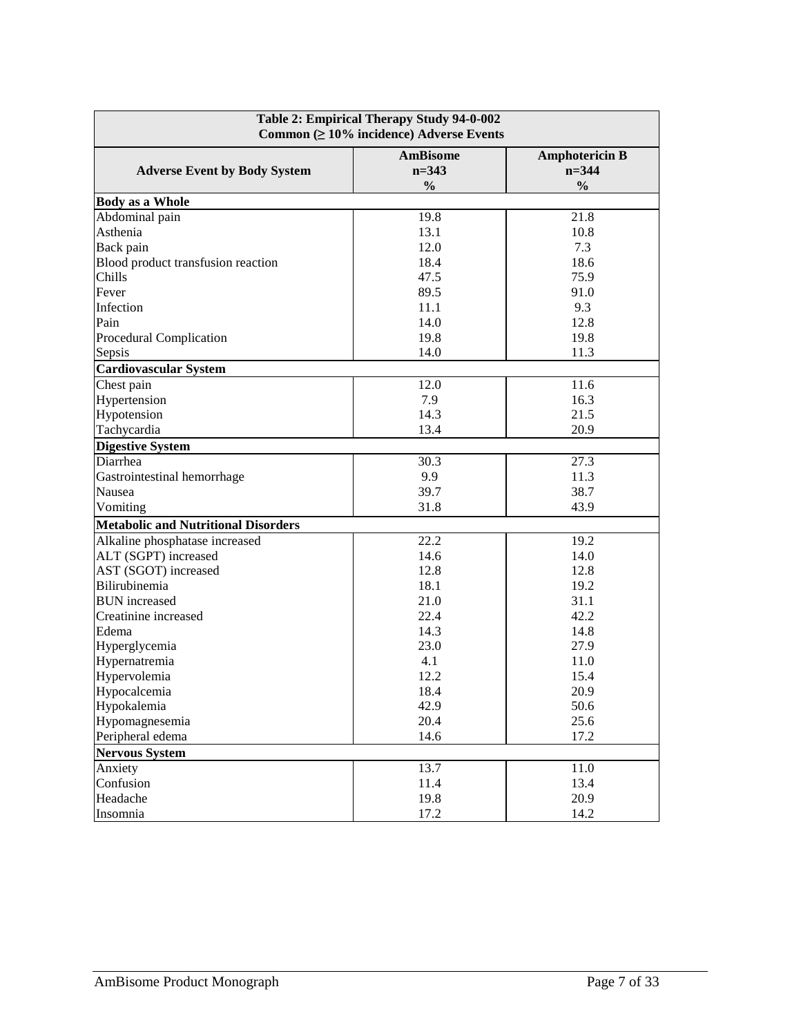| Table 2: Empirical Therapy Study 94-0-002<br>Common (≥ 10% incidence) Adverse Events | | |
|---|---|---|
| **Adverse Event by Body System** | **AmBisome n=343 %** | **Amphotericin B n=344 %** |
| **Body as a Whole** | | |
| Abdominal pain | 19.8 | 21.8 |
| Asthenia | 13.1 | 10.8 |
| Back pain | 12.0 | 7.3 |
| Blood product transfusion reaction | 18.4 | 18.6 |
| Chills | 47.5 | 75.9 |
| Fever | 89.5 | 91.0 |
| Infection | 11.1 | 9.3 |
| Pain | 14.0 | 12.8 |
| Procedural Complication | 19.8 | 19.8 |
| Sepsis | 14.0 | 11.3 |
| **Cardiovascular System** | | |
| Chest pain | 12.0 | 11.6 |
| Hypertension | 7.9 | 16.3 |
| Hypotension | 14.3 | 21.5 |
| Tachycardia | 13.4 | 20.9 |
| **Digestive System** | | |
| Diarrhea | 30.3 | 27.3 |
| Gastrointestinal hemorrhage | 9.9 | 11.3 |
| Nausea | 39.7 | 38.7 |
| Vomiting | 31.8 | 43.9 |
| **Metabolic and Nutritional Disorders** | | |
| Alkaline phosphatase increased | 22.2 | 19.2 |
| ALT (SGPT) increased | 14.6 | 14.0 |
| AST (SGOT) increased | 12.8 | 12.8 |
| Bilirubinemia | 18.1 | 19.2 |
| BUN increased | 21.0 | 31.1 |
| Creatinine increased | 22.4 | 42.2 |
| Edema | 14.3 | 14.8 |
| Hyperglycemia | 23.0 | 27.9 |
| Hypernatremia | 4.1 | 11.0 |
| Hypervolemia | 12.2 | 15.4 |
| Hypocalcemia | 18.4 | 20.9 |
| Hypokalemia | 42.9 | 50.6 |
| Hypomagnesemia | 20.4 | 25.6 |
| Peripheral edema | 14.6 | 17.2 |
| **Nervous System** | | |
| Anxiety | 13.7 | 11.0 |
| Confusion | 11.4 | 13.4 |
| Headache | 19.8 | 20.9 |
| Insomnia | 17.2 | 14.2 |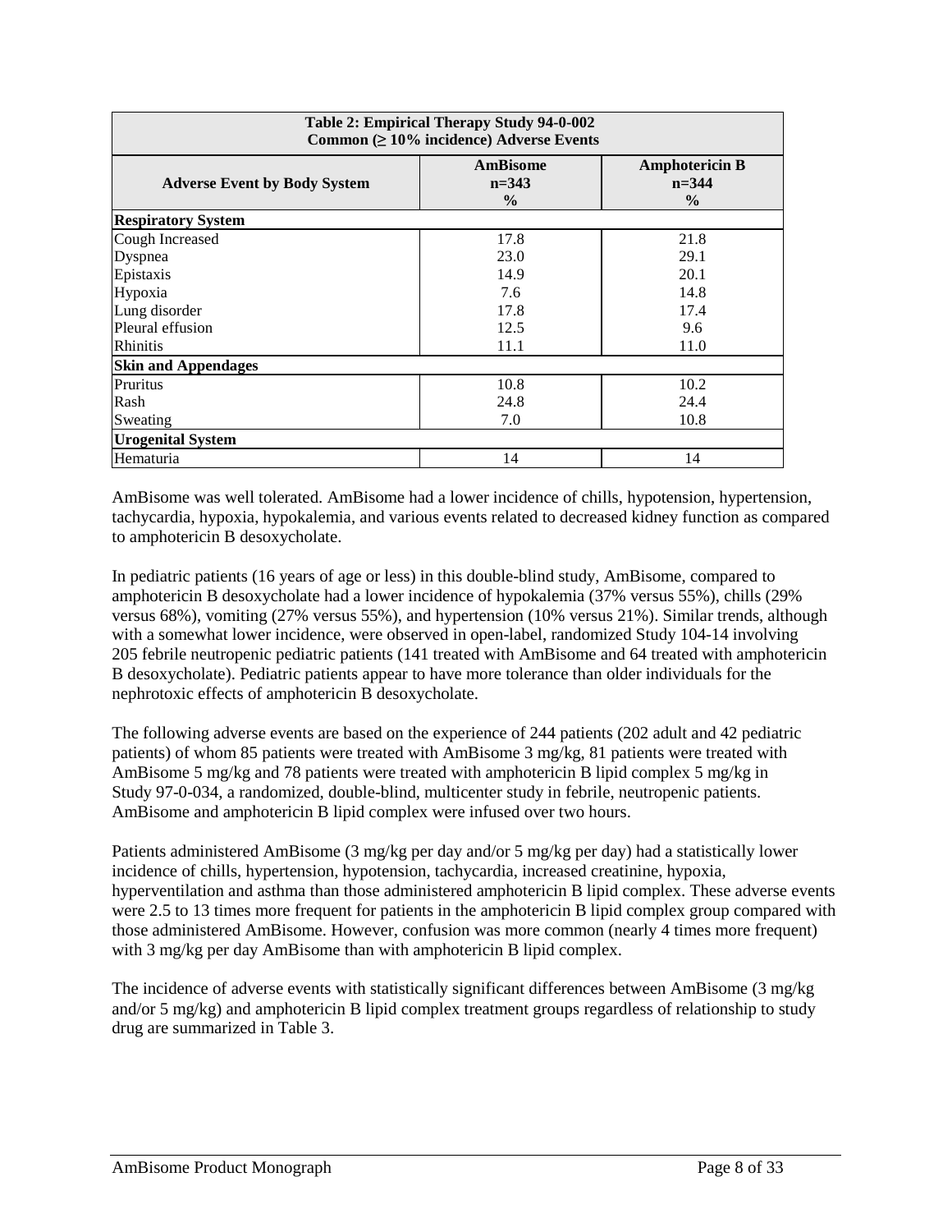| Table 2: Empirical Therapy Study 94-0-002 Common (≥ 10% incidence) Adverse Events | | |
|---|---|---|
| **Adverse Event by Body System** | **AmBisome n=343 %** | **Amphotericin B n=344 %** |
| **Respiratory System** | | |
| Cough Increased | 17.8 | 21.8 |
| Dyspnea | 23.0 | 29.1 |
| Epistaxis | 14.9 | 20.1 |
| Hypoxia | 7.6 | 14.8 |
| Lung disorder | 17.8 | 17.4 |
| Pleural effusion | 12.5 | 9.6 |
| Rhinitis | 11.1 | 11.0 |
| **Skin and Appendages** | | |
| Pruritus | 10.8 | 10.2 |
| Rash | 24.8 | 24.4 |
| Sweating | 7.0 | 10.8 |
| **Urogenital System** | | |
| Hematuria | 14 | 14 |

AmBisome was well tolerated. AmBisome had a lower incidence of chills, hypotension, hypertension, tachycardia, hypoxia, hypokalemia, and various events related to decreased kidney function as compared to amphotericin B desoxycholate.

In pediatric patients (16 years of age or less) in this double-blind study, AmBisome, compared to amphotericin B desoxycholate had a lower incidence of hypokalemia (37% versus 55%), chills (29% versus 68%), vomiting (27% versus 55%), and hypertension (10% versus 21%). Similar trends, although with a somewhat lower incidence, were observed in open-label, randomized Study 104-14 involving 205 febrile neutropenic pediatric patients (141 treated with AmBisome and 64 treated with amphotericin B desoxycholate). Pediatric patients appear to have more tolerance than older individuals for the nephrotoxic effects of amphotericin B desoxycholate.

The following adverse events are based on the experience of 244 patients (202 adult and 42 pediatric patients) of whom 85 patients were treated with AmBisome 3 mg/kg, 81 patients were treated with AmBisome 5 mg/kg and 78 patients were treated with amphotericin B lipid complex 5 mg/kg in Study 97-0-034, a randomized, double-blind, multicenter study in febrile, neutropenic patients. AmBisome and amphotericin B lipid complex were infused over two hours.

Patients administered AmBisome (3 mg/kg per day and/or 5 mg/kg per day) had a statistically lower incidence of chills, hypertension, hypotension, tachycardia, increased creatinine, hypoxia, hyperventilation and asthma than those administered amphotericin B lipid complex. These adverse events were 2.5 to 13 times more frequent for patients in the amphotericin B lipid complex group compared with those administered AmBisome. However, confusion was more common (nearly 4 times more frequent) with 3 mg/kg per day AmBisome than with amphotericin B lipid complex.

The incidence of adverse events with statistically significant differences between AmBisome (3 mg/kg and/or 5 mg/kg) and amphotericin B lipid complex treatment groups regardless of relationship to study drug are summarized in Table 3.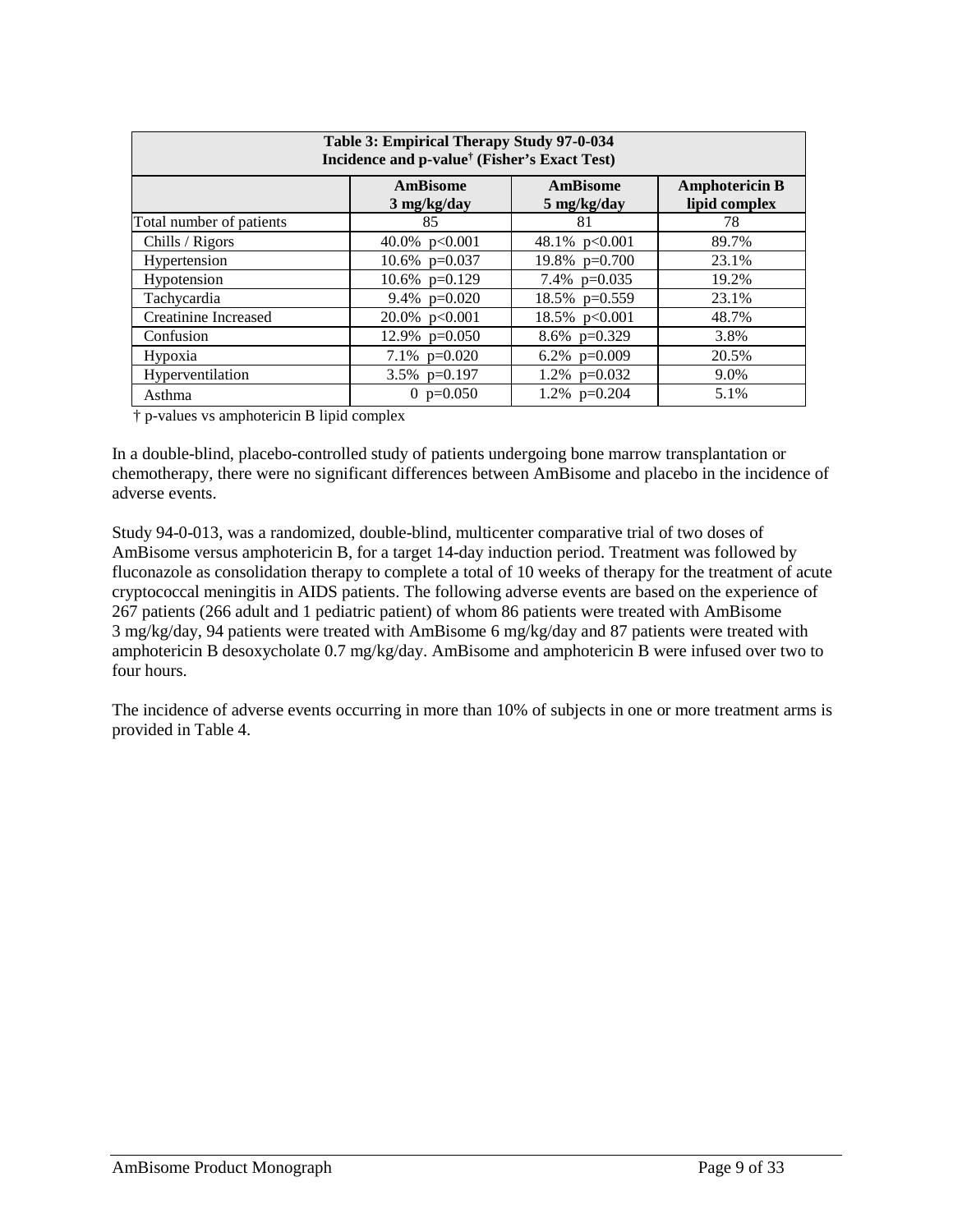| Table 3: Empirical Therapy Study 97-0-034 Incidence and p-value[†] (Fisher's Exact Test) | | | |
|---|---|---|---|
| | **AmBisome 3 mg/kg/day** | **AmBisome 5 mg/kg/day** | **Amphotericin B lipid complex** |
| Total number of patients | 85 | 81 | 78 |
| Chills / Rigors | 40.0% p<0.001 | 48.1% p<0.001 | 89.7% |
| Hypertension | 10.6% p=0.037 | 19.8% p=0.700 | 23.1% |
| Hypotension | 10.6% p=0.129 | 7.4% p=0.035 | 19.2% |
| Tachycardia | 9.4% p=0.020 | 18.5% p=0.559 | 23.1% |
| Creatinine Increased | 20.0% p<0.001 | 18.5% p<0.001 | 48.7% |
| Confusion | 12.9% p=0.050 | 8.6% p=0.329 | 3.8% |
| Hypoxia | 7.1% p=0.020 | 6.2% p=0.009 | 20.5% |
| Hyperventilation | 3.5% p=0.197 | 1.2% p=0.032 | 9.0% |
| Asthma | 0 p=0.050 | 1.2% p=0.204 | 5.1% |

† p-values vs amphotericin B lipid complex

In a double-blind, placebo-controlled study of patients undergoing bone marrow transplantation or chemotherapy, there were no significant differences between AmBisome and placebo in the incidence of adverse events.

Study 94-0-013, was a randomized, double-blind, multicenter comparative trial of two doses of AmBisome versus amphotericin B, for a target 14-day induction period. Treatment was followed by fluconazole as consolidation therapy to complete a total of 10 weeks of therapy for the treatment of acute cryptococcal meningitis in AIDS patients. The following adverse events are based on the experience of 267 patients (266 adult and 1 pediatric patient) of whom 86 patients were treated with AmBisome 3 mg/kg/day, 94 patients were treated with AmBisome 6 mg/kg/day and 87 patients were treated with amphotericin B desoxycholate 0.7 mg/kg/day. AmBisome and amphotericin B were infused over two to four hours.

The incidence of adverse events occurring in more than 10% of subjects in one or more treatment arms is provided in Table 4.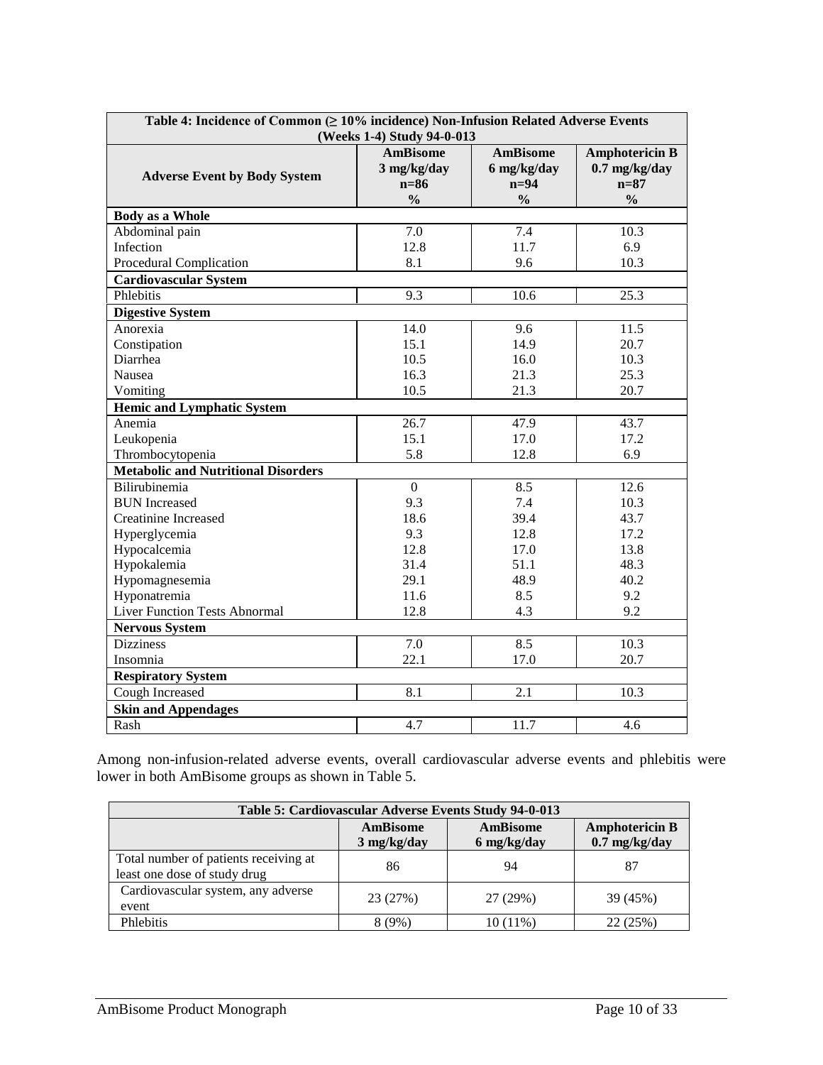| Table 4: Incidence of Common (≥ 10% incidence) Non-Infusion Related Adverse Events (Weeks 1-4) Study 94-0-013 | | | |
|---|---|---|---|
| **Adverse Event by Body System** | **AmBisome 3 mg/kg/day n=86 %** | **AmBisome 6 mg/kg/day n=94 %** | **Amphotericin B 0.7 mg/kg/day n=87 %** |
| **Body as a Whole** | | | |
| Abdominal pain | 7.0 | 7.4 | 10.3 |
| Infection | 12.8 | 11.7 | 6.9 |
| Procedural Complication | 8.1 | 9.6 | 10.3 |
| **Cardiovascular System** | | | |
| Phlebitis | 9.3 | 10.6 | 25.3 |
| **Digestive System** | | | |
| Anorexia | 14.0 | 9.6 | 11.5 |
| Constipation | 15.1 | 14.9 | 20.7 |
| Diarrhea | 10.5 | 16.0 | 10.3 |
| Nausea | 16.3 | 21.3 | 25.3 |
| Vomiting | 10.5 | 21.3 | 20.7 |
| **Hemic and Lymphatic System** | | | |
| Anemia | 26.7 | 47.9 | 43.7 |
| Leukopenia | 15.1 | 17.0 | 17.2 |
| Thrombocytopenia | 5.8 | 12.8 | 6.9 |
| **Metabolic and Nutritional Disorders** | | | |
| Bilirubinemia | 0 | 8.5 | 12.6 |
| BUN Increased | 9.3 | 7.4 | 10.3 |
| Creatinine Increased | 18.6 | 39.4 | 43.7 |
| Hyperglycemia | 9.3 | 12.8 | 17.2 |
| Hypocalcemia | 12.8 | 17.0 | 13.8 |
| Hypokalemia | 31.4 | 51.1 | 48.3 |
| Hypomagnesemia | 29.1 | 48.9 | 40.2 |
| Hyponatremia | 11.6 | 8.5 | 9.2 |
| Liver Function Tests Abnormal | 12.8 | 4.3 | 9.2 |
| **Nervous System** | | | |
| Dizziness | 7.0 | 8.5 | 10.3 |
| Insomnia | 22.1 | 17.0 | 20.7 |
| **Respiratory System** | | | |
| Cough Increased | 8.1 | 2.1 | 10.3 |
| **Skin and Appendages** | | | |
| Rash | 4.7 | 11.7 | 4.6 |

Among non-infusion-related adverse events, overall cardiovascular adverse events and phlebitis were lower in both AmBisome groups as shown in Table 5.

| Table 5: Cardiovascular Adverse Events Study 94-0-013 | | | |
|---|---|---|---|
| | **AmBisome 3 mg/kg/day** | **AmBisome 6 mg/kg/day** | **Amphotericin B 0.7 mg/kg/day** |
| Total number of patients receiving at least one dose of study drug | 86 | 94 | 87 |
| Cardiovascular system, any adverse event | 23 (27%) | 27 (29%) | 39 (45%) |
| Phlebitis | 8 (9%) | 10 (11%) | 22 (25%) |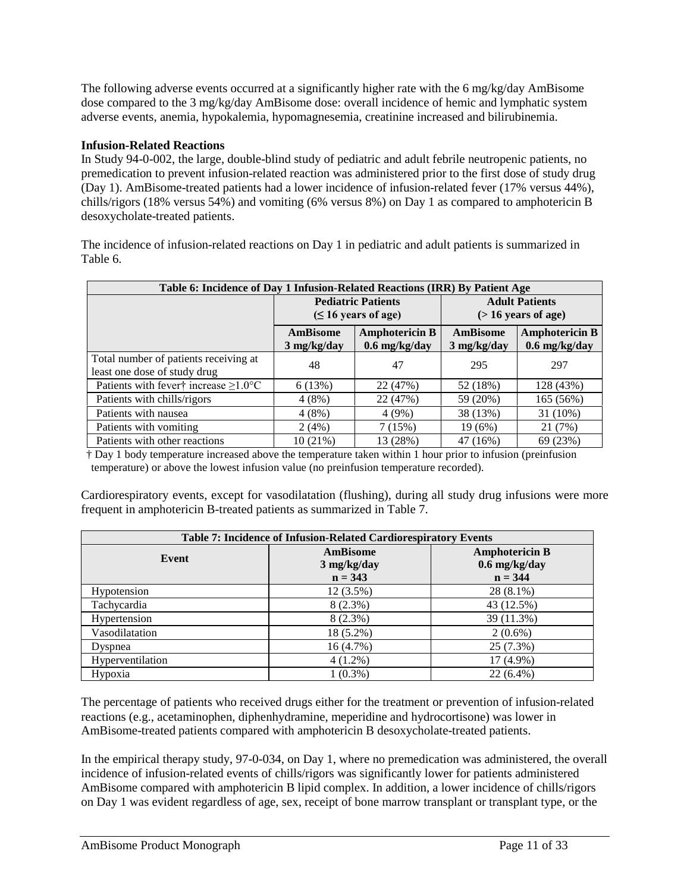The following adverse events occurred at a significantly higher rate with the 6 mg/kg/day AmBisome dose compared to the 3 mg/kg/day AmBisome dose: overall incidence of hemic and lymphatic system adverse events, anemia, hypokalemia, hypomagnesemia, creatinine increased and bilirubinemia.

**Infusion-Related Reactions**

In Study 94-0-002, the large, double-blind study of pediatric and adult febrile neutropenic patients, no premedication to prevent infusion-related reaction was administered prior to the first dose of study drug (Day 1). AmBisome-treated patients had a lower incidence of infusion-related fever (17% versus 44%), chills/rigors (18% versus 54%) and vomiting (6% versus 8%) on Day 1 as compared to amphotericin B desoxycholate-treated patients.

The incidence of infusion-related reactions on Day 1 in pediatric and adult patients is summarized in Table 6.

**Table 6: Incidence of Day 1 Infusion-Related Reactions (IRR) By Patient Age**

| | **Pediatric Patients (≤ 16 years of age)** | | **Adult Patients (> 16 years of age)** | |
|---|---|---|---|---|
| | **AmBisome 3 mg/kg/day** | **Amphotericin B 0.6 mg/kg/day** | **AmBisome 3 mg/kg/day** | **Amphotericin B 0.6 mg/kg/day** |
| Total number of patients receiving at least one dose of study drug | 48 | 47 | 295 | 297 |
| Patients with fever† increase ≥1.0°C | 6 (13%) | 22 (47%) | 52 (18%) | 128 (43%) |
| Patients with chills/rigors | 4 (8%) | 22 (47%) | 59 (20%) | 165 (56%) |
| Patients with nausea | 4 (8%) | 4 (9%) | 38 (13%) | 31 (10%) |
| Patients with vomiting | 2 (4%) | 7 (15%) | 19 (6%) | 21 (7%) |
| Patients with other reactions | 10 (21%) | 13 (28%) | 47 (16%) | 69 (23%) |

† Day 1 body temperature increased above the temperature taken within 1 hour prior to infusion (preinfusion temperature) or above the lowest infusion value (no preinfusion temperature recorded).

Cardiorespiratory events, except for vasodilatation (flushing), during all study drug infusions were more frequent in amphotericin B-treated patients as summarized in Table 7.

**Table 7: Incidence of Infusion-Related Cardiorespiratory Events**

| **Event** | **AmBisome 3 mg/kg/day n = 343** | **Amphotericin B 0.6 mg/kg/day n = 344** |
|---|---|---|
| Hypotension | 12 (3.5%) | 28 (8.1%) |
| Tachycardia | 8 (2.3%) | 43 (12.5%) |
| Hypertension | 8 (2.3%) | 39 (11.3%) |
| Vasodilatation | 18 (5.2%) | 2 (0.6%) |
| Dyspnea | 16 (4.7%) | 25 (7.3%) |
| Hyperventilation | 4 (1.2%) | 17 (4.9%) |
| Hypoxia | 1 (0.3%) | 22 (6.4%) |

The percentage of patients who received drugs either for the treatment or prevention of infusion-related reactions (e.g., acetaminophen, diphenhydramine, meperidine and hydrocortisone) was lower in AmBisome-treated patients compared with amphotericin B desoxycholate-treated patients.

In the empirical therapy study, 97-0-034, on Day 1, where no premedication was administered, the overall incidence of infusion-related events of chills/rigors was significantly lower for patients administered AmBisome compared with amphotericin B lipid complex. In addition, a lower incidence of chills/rigors on Day 1 was evident regardless of age, sex, receipt of bone marrow transplant or transplant type, or the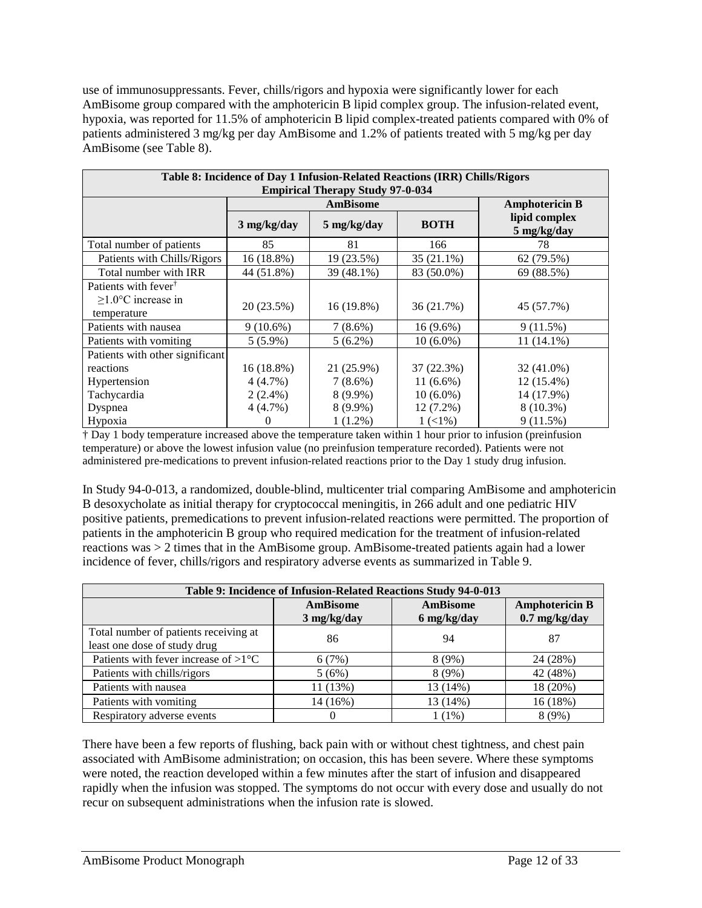use of immunosuppressants. Fever, chills/rigors and hypoxia were significantly lower for each AmBisome group compared with the amphotericin B lipid complex group. The infusion-related event, hypoxia, was reported for 11.5% of amphotericin B lipid complex-treated patients compared with 0% of patients administered 3 mg/kg per day AmBisome and 1.2% of patients treated with 5 mg/kg per day AmBisome (see Table 8).

**Table 8: Incidence of Day 1 Infusion-Related Reactions (IRR) Chills/Rigors Empirical Therapy Study 97-0-034**

| | AmBisome | | | Amphotericin B lipid complex |
|---|---|---|---|---|
| | 3 mg/kg/day | 5 mg/kg/day | BOTH | 5 mg/kg/day |
| Total number of patients | 85 | 81 | 166 | 78 |
| Patients with Chills/Rigors | 16 (18.8%) | 19 (23.5%) | 35 (21.1%) | 62 (79.5%) |
| Total number with IRR | 44 (51.8%) | 39 (48.1%) | 83 (50.0%) | 69 (88.5%) |
| Patients with fever[†] ≥1.0°C increase in temperature | 20 (23.5%) | 16 (19.8%) | 36 (21.7%) | 45 (57.7%) |
| Patients with nausea | 9 (10.6%) | 7 (8.6%) | 16 (9.6%) | 9 (11.5%) |
| Patients with vomiting | 5 (5.9%) | 5 (6.2%) | 10 (6.0%) | 11 (14.1%) |
| Patients with other significant reactions | 16 (18.8%) | 21 (25.9%) | 37 (22.3%) | 32 (41.0%) |
| Hypertension | 4 (4.7%) | 7 (8.6%) | 11 (6.6%) | 12 (15.4%) |
| Tachycardia | 2 (2.4%) | 8 (9.9%) | 10 (6.0%) | 14 (17.9%) |
| Dyspnea | 4 (4.7%) | 8 (9.9%) | 12 (7.2%) | 8 (10.3%) |
| Hypoxia | 0 | 1 (1.2%) | 1 (<1%) | 9 (11.5%) |

† Day 1 body temperature increased above the temperature taken within 1 hour prior to infusion (preinfusion temperature) or above the lowest infusion value (no preinfusion temperature recorded). Patients were not administered pre-medications to prevent infusion-related reactions prior to the Day 1 study drug infusion.

In Study 94-0-013, a randomized, double-blind, multicenter trial comparing AmBisome and amphotericin B desoxycholate as initial therapy for cryptococcal meningitis, in 266 adult and one pediatric HIV positive patients, premedications to prevent infusion-related reactions were permitted. The proportion of patients in the amphotericin B group who required medication for the treatment of infusion-related reactions was > 2 times that in the AmBisome group. AmBisome-treated patients again had a lower incidence of fever, chills/rigors and respiratory adverse events as summarized in Table 9.

**Table 9: Incidence of Infusion-Related Reactions Study 94-0-013**

| | AmBisome 3 mg/kg/day | AmBisome 6 mg/kg/day | Amphotericin B 0.7 mg/kg/day |
|---|---|---|---|
| Total number of patients receiving at least one dose of study drug | 86 | 94 | 87 |
| Patients with fever increase of >1°C | 6 (7%) | 8 (9%) | 24 (28%) |
| Patients with chills/rigors | 5 (6%) | 8 (9%) | 42 (48%) |
| Patients with nausea | 11 (13%) | 13 (14%) | 18 (20%) |
| Patients with vomiting | 14 (16%) | 13 (14%) | 16 (18%) |
| Respiratory adverse events | 0 | 1 (1%) | 8 (9%) |

There have been a few reports of flushing, back pain with or without chest tightness, and chest pain associated with AmBisome administration; on occasion, this has been severe. Where these symptoms were noted, the reaction developed within a few minutes after the start of infusion and disappeared rapidly when the infusion was stopped. The symptoms do not occur with every dose and usually do not recur on subsequent administrations when the infusion rate is slowed.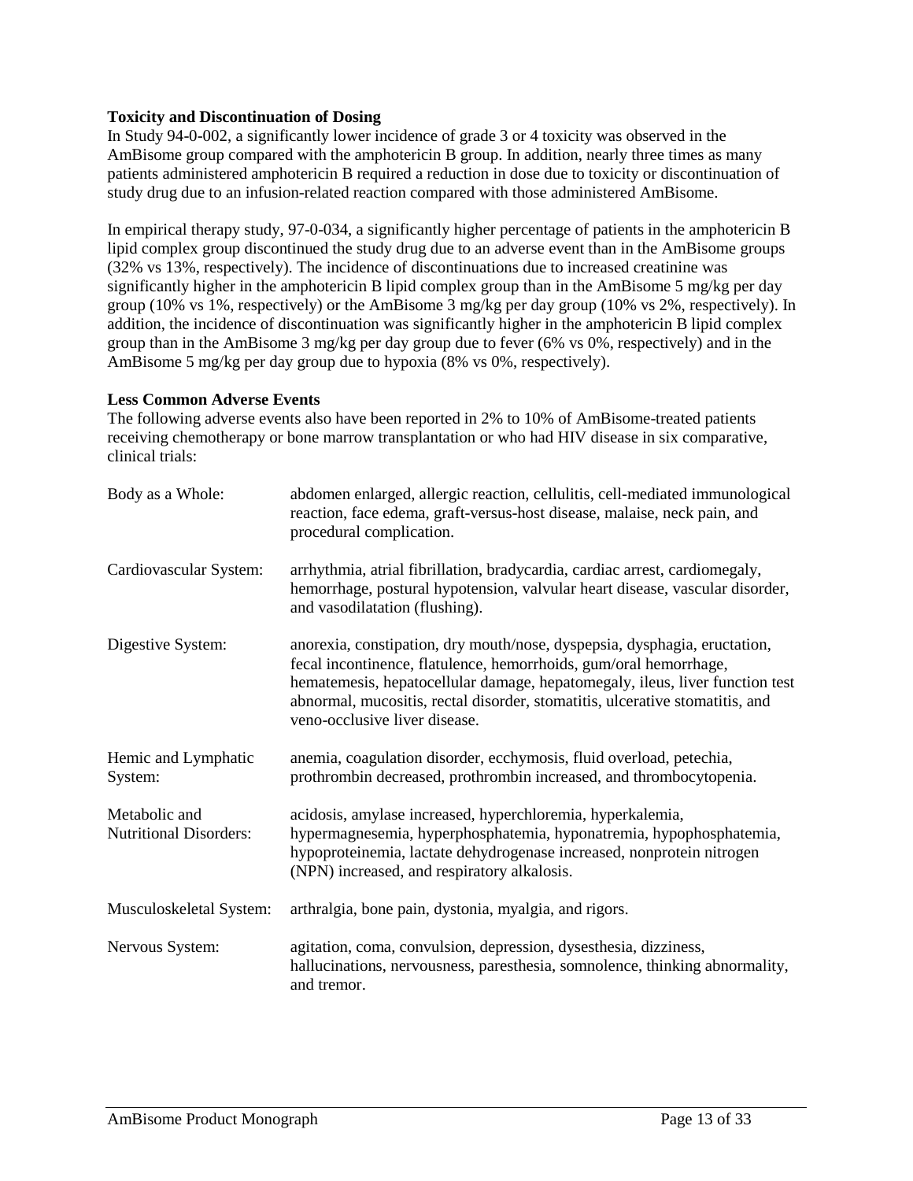**Toxicity and Discontinuation of Dosing**

In Study 94-0-002, a significantly lower incidence of grade 3 or 4 toxicity was observed in the AmBisome group compared with the amphotericin B group. In addition, nearly three times as many patients administered amphotericin B required a reduction in dose due to toxicity or discontinuation of study drug due to an infusion-related reaction compared with those administered AmBisome.

In empirical therapy study, 97-0-034, a significantly higher percentage of patients in the amphotericin B lipid complex group discontinued the study drug due to an adverse event than in the AmBisome groups (32% vs 13%, respectively). The incidence of discontinuations due to increased creatinine was significantly higher in the amphotericin B lipid complex group than in the AmBisome 5 mg/kg per day group (10% vs 1%, respectively) or the AmBisome 3 mg/kg per day group (10% vs 2%, respectively). In addition, the incidence of discontinuation was significantly higher in the amphotericin B lipid complex group than in the AmBisome 3 mg/kg per day group due to fever (6% vs 0%, respectively) and in the AmBisome 5 mg/kg per day group due to hypoxia (8% vs 0%, respectively).

**Less Common Adverse Events**

The following adverse events also have been reported in 2% to 10% of AmBisome-treated patients receiving chemotherapy or bone marrow transplantation or who had HIV disease in six comparative, clinical trials:

| | |
|---|---|
| Body as a Whole: | abdomen enlarged, allergic reaction, cellulitis, cell-mediated immunological reaction, face edema, graft-versus-host disease, malaise, neck pain, and procedural complication. |
| Cardiovascular System: | arrhythmia, atrial fibrillation, bradycardia, cardiac arrest, cardiomegaly, hemorrhage, postural hypotension, valvular heart disease, vascular disorder, and vasodilatation (flushing). |
| Digestive System: | anorexia, constipation, dry mouth/nose, dyspepsia, dysphagia, eructation, fecal incontinence, flatulence, hemorrhoids, gum/oral hemorrhage, hematemesis, hepatocellular damage, hepatomegaly, ileus, liver function test abnormal, mucositis, rectal disorder, stomatitis, ulcerative stomatitis, and veno-occlusive liver disease. |
| Hemic and Lymphatic System: | anemia, coagulation disorder, ecchymosis, fluid overload, petechia, prothrombin decreased, prothrombin increased, and thrombocytopenia. |
| Metabolic and Nutritional Disorders: | acidosis, amylase increased, hyperchloremia, hyperkalemia, hypermagnesemia, hyperphosphatemia, hyponatremia, hypophosphatemia, hypoproteinemia, lactate dehydrogenase increased, nonprotein nitrogen (NPN) increased, and respiratory alkalosis. |
| Musculoskeletal System: | arthralgia, bone pain, dystonia, myalgia, and rigors. |
| Nervous System: | agitation, coma, convulsion, depression, dysesthesia, dizziness, hallucinations, nervousness, paresthesia, somnolence, thinking abnormality, and tremor. |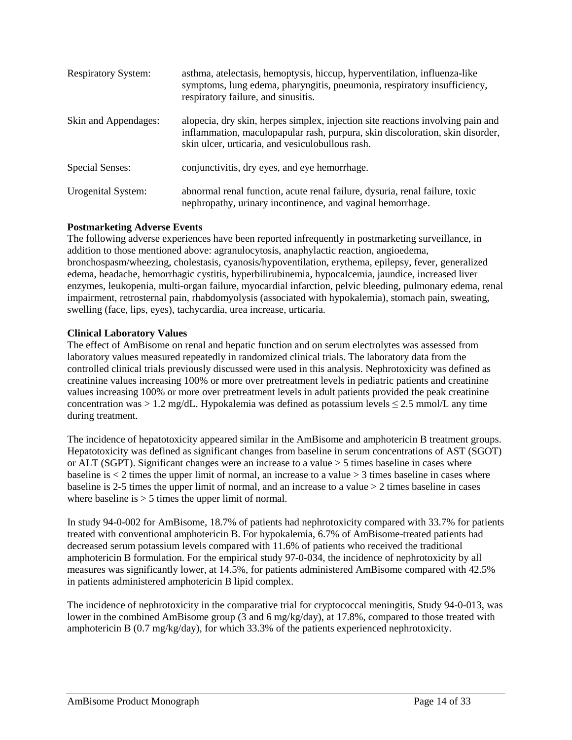| | |
|---|---|
| Respiratory System: | asthma, atelectasis, hemoptysis, hiccup, hyperventilation, influenza-like symptoms, lung edema, pharyngitis, pneumonia, respiratory insufficiency, respiratory failure, and sinusitis. |
| Skin and Appendages: | alopecia, dry skin, herpes simplex, injection site reactions involving pain and inflammation, maculopapular rash, purpura, skin discoloration, skin disorder, skin ulcer, urticaria, and vesiculobullous rash. |
| Special Senses: | conjunctivitis, dry eyes, and eye hemorrhage. |
| Urogenital System: | abnormal renal function, acute renal failure, dysuria, renal failure, toxic nephropathy, urinary incontinence, and vaginal hemorrhage. |

**Postmarketing Adverse Events**

The following adverse experiences have been reported infrequently in postmarketing surveillance, in addition to those mentioned above: agranulocytosis, anaphylactic reaction, angioedema, bronchospasm/wheezing, cholestasis, cyanosis/hypoventilation, erythema, epilepsy, fever, generalized edema, headache, hemorrhagic cystitis, hyperbilirubinemia, hypocalcemia, jaundice, increased liver enzymes, leukopenia, multi-organ failure, myocardial infarction, pelvic bleeding, pulmonary edema, renal impairment, retrosternal pain, rhabdomyolysis (associated with hypokalemia), stomach pain, sweating, swelling (face, lips, eyes), tachycardia, urea increase, urticaria.

**Clinical Laboratory Values**

The effect of AmBisome on renal and hepatic function and on serum electrolytes was assessed from laboratory values measured repeatedly in randomized clinical trials. The laboratory data from the controlled clinical trials previously discussed were used in this analysis. Nephrotoxicity was defined as creatinine values increasing 100% or more over pretreatment levels in pediatric patients and creatinine values increasing 100% or more over pretreatment levels in adult patients provided the peak creatinine concentration was > 1.2 mg/dL. Hypokalemia was defined as potassium levels ≤ 2.5 mmol/L any time during treatment.

The incidence of hepatotoxicity appeared similar in the AmBisome and amphotericin B treatment groups. Hepatotoxicity was defined as significant changes from baseline in serum concentrations of AST (SGOT) or ALT (SGPT). Significant changes were an increase to a value > 5 times baseline in cases where baseline is < 2 times the upper limit of normal, an increase to a value > 3 times baseline in cases where baseline is 2-5 times the upper limit of normal, and an increase to a value > 2 times baseline in cases where baseline is > 5 times the upper limit of normal.

In study 94-0-002 for AmBisome, 18.7% of patients had nephrotoxicity compared with 33.7% for patients treated with conventional amphotericin B. For hypokalemia, 6.7% of AmBisome-treated patients had decreased serum potassium levels compared with 11.6% of patients who received the traditional amphotericin B formulation. For the empirical study 97-0-034, the incidence of nephrotoxicity by all measures was significantly lower, at 14.5%, for patients administered AmBisome compared with 42.5% in patients administered amphotericin B lipid complex.

The incidence of nephrotoxicity in the comparative trial for cryptococcal meningitis, Study 94-0-013, was lower in the combined AmBisome group (3 and 6 mg/kg/day), at 17.8%, compared to those treated with amphotericin B (0.7 mg/kg/day), for which 33.3% of the patients experienced nephrotoxicity.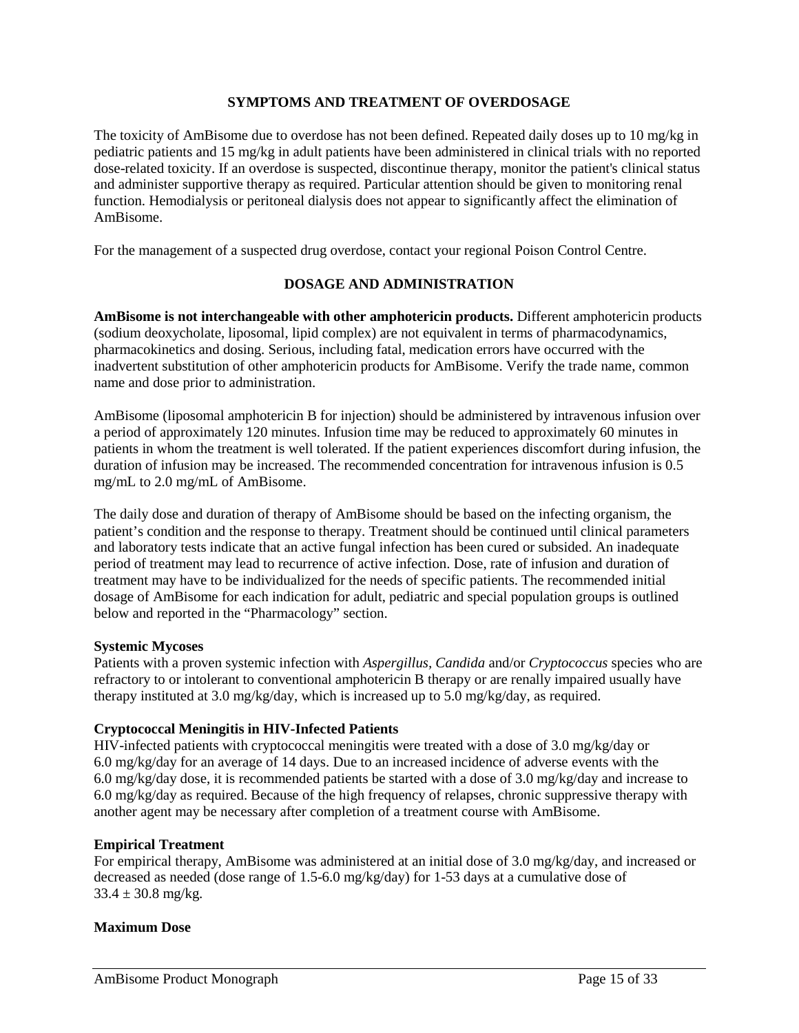## SYMPTOMS AND TREATMENT OF OVERDOSAGE

The toxicity of AmBisome due to overdose has not been defined. Repeated daily doses up to 10 mg/kg in pediatric patients and 15 mg/kg in adult patients have been administered in clinical trials with no reported dose-related toxicity. If an overdose is suspected, discontinue therapy, monitor the patient's clinical status and administer supportive therapy as required. Particular attention should be given to monitoring renal function. Hemodialysis or peritoneal dialysis does not appear to significantly affect the elimination of AmBisome.

For the management of a suspected drug overdose, contact your regional Poison Control Centre.

## DOSAGE AND ADMINISTRATION

**AmBisome is not interchangeable with other amphotericin products.** Different amphotericin products (sodium deoxycholate, liposomal, lipid complex) are not equivalent in terms of pharmacodynamics, pharmacokinetics and dosing. Serious, including fatal, medication errors have occurred with the inadvertent substitution of other amphotericin products for AmBisome. Verify the trade name, common name and dose prior to administration.

AmBisome (liposomal amphotericin B for injection) should be administered by intravenous infusion over a period of approximately 120 minutes. Infusion time may be reduced to approximately 60 minutes in patients in whom the treatment is well tolerated. If the patient experiences discomfort during infusion, the duration of infusion may be increased. The recommended concentration for intravenous infusion is 0.5 mg/mL to 2.0 mg/mL of AmBisome.

The daily dose and duration of therapy of AmBisome should be based on the infecting organism, the patient's condition and the response to therapy. Treatment should be continued until clinical parameters and laboratory tests indicate that an active fungal infection has been cured or subsided. An inadequate period of treatment may lead to recurrence of active infection. Dose, rate of infusion and duration of treatment may have to be individualized for the needs of specific patients. The recommended initial dosage of AmBisome for each indication for adult, pediatric and special population groups is outlined below and reported in the "Pharmacology" section.

**Systemic Mycoses**

Patients with a proven systemic infection with *Aspergillus, Candida* and/or *Cryptococcus* species who are refractory to or intolerant to conventional amphotericin B therapy or are renally impaired usually have therapy instituted at 3.0 mg/kg/day, which is increased up to 5.0 mg/kg/day, as required.

**Cryptococcal Meningitis in HIV-Infected Patients**

HIV-infected patients with cryptococcal meningitis were treated with a dose of 3.0 mg/kg/day or 6.0 mg/kg/day for an average of 14 days. Due to an increased incidence of adverse events with the 6.0 mg/kg/day dose, it is recommended patients be started with a dose of 3.0 mg/kg/day and increase to 6.0 mg/kg/day as required. Because of the high frequency of relapses, chronic suppressive therapy with another agent may be necessary after completion of a treatment course with AmBisome.

**Empirical Treatment**

For empirical therapy, AmBisome was administered at an initial dose of 3.0 mg/kg/day, and increased or decreased as needed (dose range of 1.5-6.0 mg/kg/day) for 1-53 days at a cumulative dose of $33.4 \pm 30.8$ mg/kg.

**Maximum Dose**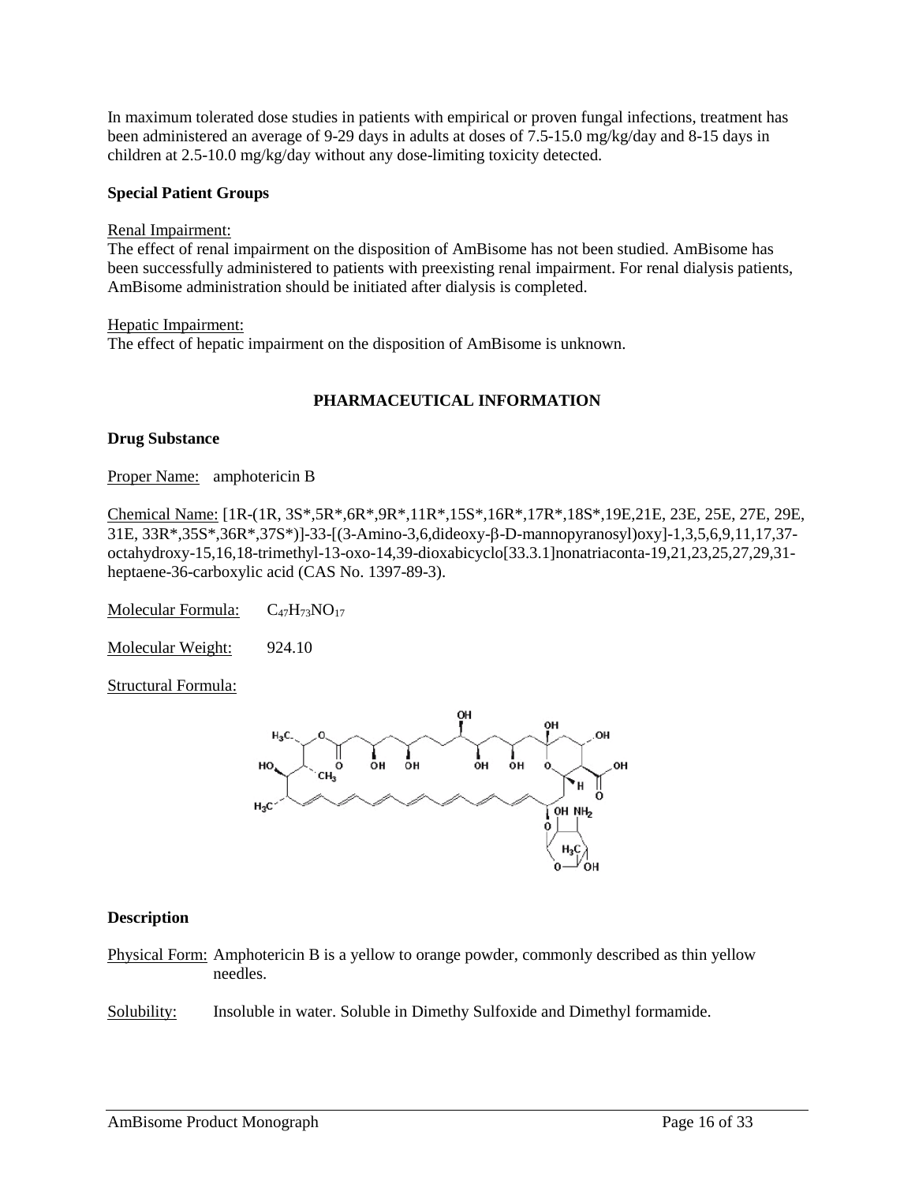In maximum tolerated dose studies in patients with empirical or proven fungal infections, treatment has been administered an average of 9-29 days in adults at doses of 7.5-15.0 mg/kg/day and 8-15 days in children at 2.5-10.0 mg/kg/day without any dose-limiting toxicity detected.

**Special Patient Groups**

Renal Impairment:
The effect of renal impairment on the disposition of AmBisome has not been studied. AmBisome has been successfully administered to patients with preexisting renal impairment. For renal dialysis patients, AmBisome administration should be initiated after dialysis is completed.

Hepatic Impairment:
The effect of hepatic impairment on the disposition of AmBisome is unknown.

## PHARMACEUTICAL INFORMATION

**Drug Substance**

Proper Name: amphotericin B

Chemical Name: [1R-(1R, 3S*,5R*,6R*,9R*,11R*,15S*,16R*,17R*,18S*,19E,21E, 23E, 25E, 27E, 29E, 31E, 33R*,35S*,36R*,37S*)]-33-[(3-Amino-3,6,dideoxy-β-D-mannopyranosyl)oxy]-1,3,5,6,9,11,17,37-octahydroxy-15,16,18-trimethyl-13-oxo-14,39-dioxabicyclo[33.3.1]nonatriaconta-19,21,23,25,27,29,31-heptaene-36-carboxylic acid (CAS No. 1397-89-3).

Molecular Formula: $C_{47}H_{73}NO_{17}$

Molecular Weight: 924.10

Structural Formula:

**Description**

Physical Form: Amphotericin B is a yellow to orange powder, commonly described as thin yellow needles.

Solubility: Insoluble in water. Soluble in Dimethy Sulfoxide and Dimethyl formamide.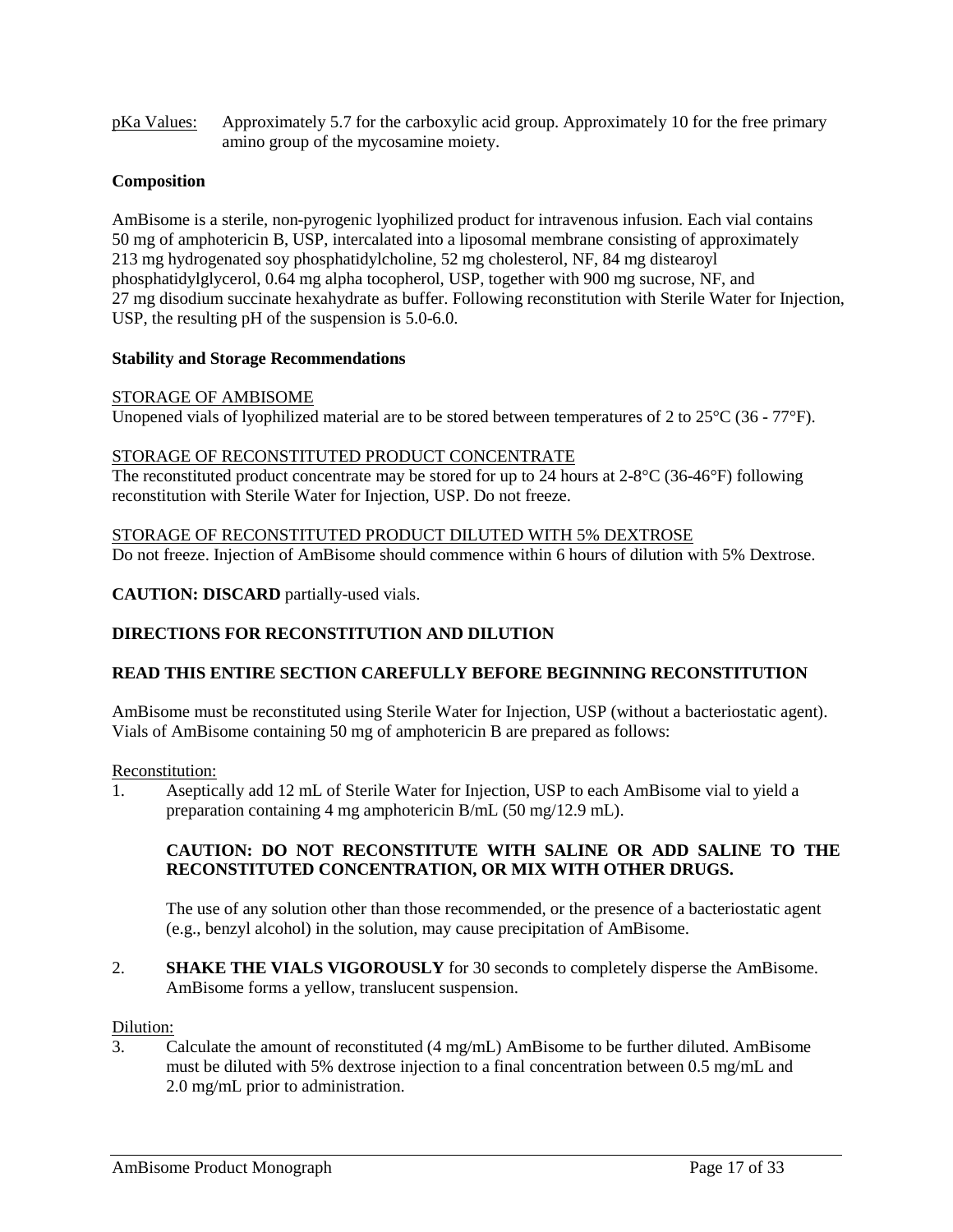pKa Values: Approximately 5.7 for the carboxylic acid group. Approximately 10 for the free primary amino group of the mycosamine moiety.

**Composition**

AmBisome is a sterile, non-pyrogenic lyophilized product for intravenous infusion. Each vial contains 50 mg of amphotericin B, USP, intercalated into a liposomal membrane consisting of approximately 213 mg hydrogenated soy phosphatidylcholine, 52 mg cholesterol, NF, 84 mg distearoyl phosphatidylglycerol, 0.64 mg alpha tocopherol, USP, together with 900 mg sucrose, NF, and 27 mg disodium succinate hexahydrate as buffer. Following reconstitution with Sterile Water for Injection, USP, the resulting pH of the suspension is 5.0-6.0.

**Stability and Storage Recommendations**

STORAGE OF AMBISOME

Unopened vials of lyophilized material are to be stored between temperatures of 2 to 25°C (36 - 77°F).

STORAGE OF RECONSTITUTED PRODUCT CONCENTRATE

The reconstituted product concentrate may be stored for up to 24 hours at 2-8°C (36-46°F) following reconstitution with Sterile Water for Injection, USP. Do not freeze.

STORAGE OF RECONSTITUTED PRODUCT DILUTED WITH 5% DEXTROSE

Do not freeze. Injection of AmBisome should commence within 6 hours of dilution with 5% Dextrose.

**CAUTION: DISCARD** partially-used vials.

**DIRECTIONS FOR RECONSTITUTION AND DILUTION**

**READ THIS ENTIRE SECTION CAREFULLY BEFORE BEGINNING RECONSTITUTION**

AmBisome must be reconstituted using Sterile Water for Injection, USP (without a bacteriostatic agent). Vials of AmBisome containing 50 mg of amphotericin B are prepared as follows:

Reconstitution:

1. Aseptically add 12 mL of Sterile Water for Injection, USP to each AmBisome vial to yield a preparation containing 4 mg amphotericin B/mL (50 mg/12.9 mL).

   **CAUTION: DO NOT RECONSTITUTE WITH SALINE OR ADD SALINE TO THE RECONSTITUTED CONCENTRATION, OR MIX WITH OTHER DRUGS.**

   The use of any solution other than those recommended, or the presence of a bacteriostatic agent (e.g., benzyl alcohol) in the solution, may cause precipitation of AmBisome.

2. **SHAKE THE VIALS VIGOROUSLY** for 30 seconds to completely disperse the AmBisome. AmBisome forms a yellow, translucent suspension.

Dilution:

3. Calculate the amount of reconstituted (4 mg/mL) AmBisome to be further diluted. AmBisome must be diluted with 5% dextrose injection to a final concentration between 0.5 mg/mL and 2.0 mg/mL prior to administration.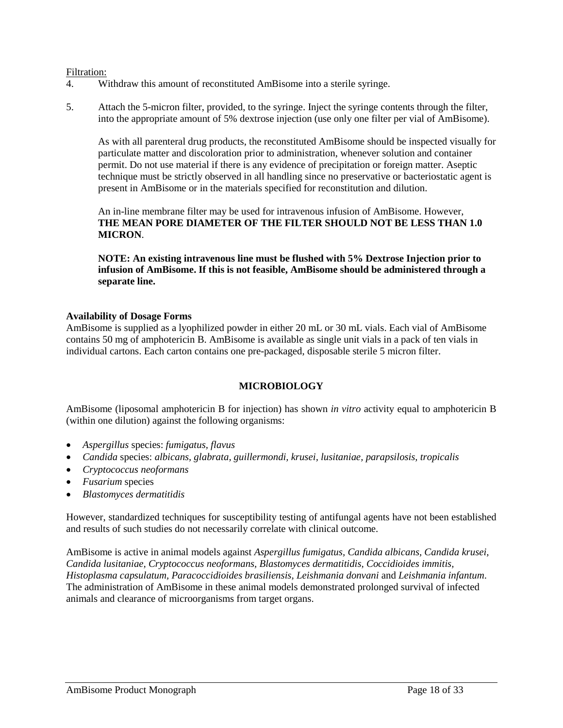Filtration:

4. Withdraw this amount of reconstituted AmBisome into a sterile syringe.

5. Attach the 5-micron filter, provided, to the syringe. Inject the syringe contents through the filter, into the appropriate amount of 5% dextrose injection (use only one filter per vial of AmBisome).

   As with all parenteral drug products, the reconstituted AmBisome should be inspected visually for particulate matter and discoloration prior to administration, whenever solution and container permit. Do not use material if there is any evidence of precipitation or foreign matter. Aseptic technique must be strictly observed in all handling since no preservative or bacteriostatic agent is present in AmBisome or in the materials specified for reconstitution and dilution.

   An in-line membrane filter may be used for intravenous infusion of AmBisome. However, **THE MEAN PORE DIAMETER OF THE FILTER SHOULD NOT BE LESS THAN 1.0 MICRON**.

   **NOTE: An existing intravenous line must be flushed with 5% Dextrose Injection prior to infusion of AmBisome. If this is not feasible, AmBisome should be administered through a separate line.**

**Availability of Dosage Forms**

AmBisome is supplied as a lyophilized powder in either 20 mL or 30 mL vials. Each vial of AmBisome contains 50 mg of amphotericin B. AmBisome is available as single unit vials in a pack of ten vials in individual cartons. Each carton contains one pre-packaged, disposable sterile 5 micron filter.

## MICROBIOLOGY

AmBisome (liposomal amphotericin B for injection) has shown *in vitro* activity equal to amphotericin B (within one dilution) against the following organisms:

- *Aspergillus* species: *fumigatus, flavus*
- *Candida* species: *albicans, glabrata, guillermondi, krusei, lusitaniae, parapsilosis, tropicalis*
- *Cryptococcus neoformans*
- *Fusarium* species
- *Blastomyces dermatitidis*

However, standardized techniques for susceptibility testing of antifungal agents have not been established and results of such studies do not necessarily correlate with clinical outcome.

AmBisome is active in animal models against *Aspergillus fumigatus, Candida albicans, Candida krusei, Candida lusitaniae, Cryptococcus neoformans, Blastomyces dermatitidis, Coccidioides immitis, Histoplasma capsulatum, Paracoccidioides brasiliensis, Leishmania donvani* and *Leishmania infantum*. The administration of AmBisome in these animal models demonstrated prolonged survival of infected animals and clearance of microorganisms from target organs.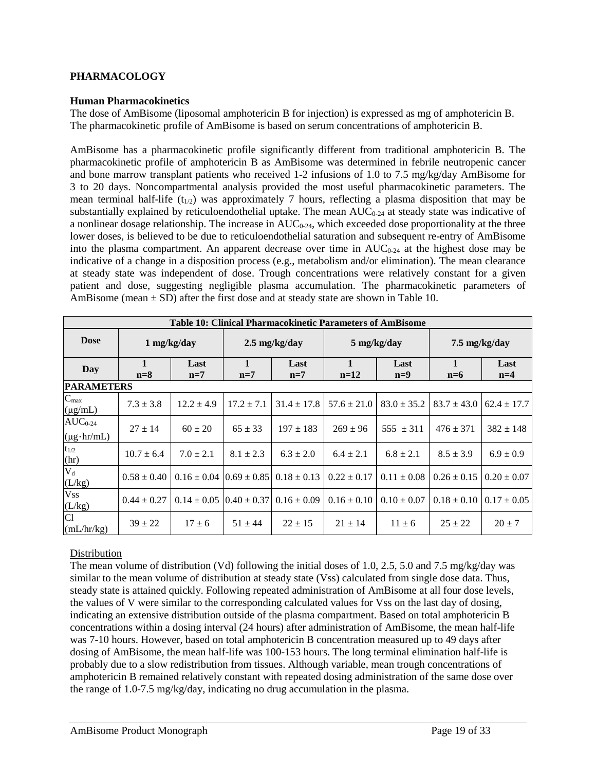## PHARMACOLOGY

### Human Pharmacokinetics

The dose of AmBisome (liposomal amphotericin B for injection) is expressed as mg of amphotericin B. The pharmacokinetic profile of AmBisome is based on serum concentrations of amphotericin B.

AmBisome has a pharmacokinetic profile significantly different from traditional amphotericin B. The pharmacokinetic profile of amphotericin B as AmBisome was determined in febrile neutropenic cancer and bone marrow transplant patients who received 1-2 infusions of 1.0 to 7.5 mg/kg/day AmBisome for 3 to 20 days. Noncompartmental analysis provided the most useful pharmacokinetic parameters. The mean terminal half-life ($t_{1/2}$) was approximately 7 hours, reflecting a plasma disposition that may be substantially explained by reticuloendothelial uptake. The mean $AUC_{0\text{-}24}$ at steady state was indicative of a nonlinear dosage relationship. The increase in $AUC_{0\text{-}24}$, which exceeded dose proportionality at the three lower doses, is believed to be due to reticuloendothelial saturation and subsequent re-entry of AmBisome into the plasma compartment. An apparent decrease over time in $AUC_{0\text{-}24}$ at the highest dose may be indicative of a change in a disposition process (e.g., metabolism and/or elimination). The mean clearance at steady state was independent of dose. Trough concentrations were relatively constant for a given patient and dose, suggesting negligible plasma accumulation. The pharmacokinetic parameters of AmBisome (mean ± SD) after the first dose and at steady state are shown in Table 10.

**Table 10: Clinical Pharmacokinetic Parameters of AmBisome**

| Dose | 1 mg/kg/day | | 2.5 mg/kg/day | | 5 mg/kg/day | | 7.5 mg/kg/day | |
|---|---|---|---|---|---|---|---|---|
| Day | 1<br>n=8 | Last<br>n=7 | 1<br>n=7 | Last<br>n=7 | 1<br>n=12 | Last<br>n=9 | 1<br>n=6 | Last<br>n=4 |
| **PARAMETERS** | | | | | | | | |
| $C_{max}$ (μg/mL) | 7.3 ± 3.8 | 12.2 ± 4.9 | 17.2 ± 7.1 | 31.4 ± 17.8 | 57.6 ± 21.0 | 83.0 ± 35.2 | 83.7 ± 43.0 | 62.4 ± 17.7 |
| $AUC_{0\text{-}24}$ (μg·hr/mL) | 27 ± 14 | 60 ± 20 | 65 ± 33 | 197 ± 183 | 269 ± 96 | 555 ± 311 | 476 ± 371 | 382 ± 148 |
| $t_{1/2}$ (hr) | 10.7 ± 6.4 | 7.0 ± 2.1 | 8.1 ± 2.3 | 6.3 ± 2.0 | 6.4 ± 2.1 | 6.8 ± 2.1 | 8.5 ± 3.9 | 6.9 ± 0.9 |
| $V_d$ (L/kg) | 0.58 ± 0.40 | 0.16 ± 0.04 | 0.69 ± 0.85 | 0.18 ± 0.13 | 0.22 ± 0.17 | 0.11 ± 0.08 | 0.26 ± 0.15 | 0.20 ± 0.07 |
| Vss (L/kg) | 0.44 ± 0.27 | 0.14 ± 0.05 | 0.40 ± 0.37 | 0.16 ± 0.09 | 0.16 ± 0.10 | 0.10 ± 0.07 | 0.18 ± 0.10 | 0.17 ± 0.05 |
| Cl (mL/hr/kg) | 39 ± 22 | 17 ± 6 | 51 ± 44 | 22 ± 15 | 21 ± 14 | 11 ± 6 | 25 ± 22 | 20 ± 7 |

#### Distribution

The mean volume of distribution (Vd) following the initial doses of 1.0, 2.5, 5.0 and 7.5 mg/kg/day was similar to the mean volume of distribution at steady state (Vss) calculated from single dose data. Thus, steady state is attained quickly. Following repeated administration of AmBisome at all four dose levels, the values of V were similar to the corresponding calculated values for Vss on the last day of dosing, indicating an extensive distribution outside of the plasma compartment. Based on total amphotericin B concentrations within a dosing interval (24 hours) after administration of AmBisome, the mean half-life was 7-10 hours. However, based on total amphotericin B concentration measured up to 49 days after dosing of AmBisome, the mean half-life was 100-153 hours. The long terminal elimination half-life is probably due to a slow redistribution from tissues. Although variable, mean trough concentrations of amphotericin B remained relatively constant with repeated dosing administration of the same dose over the range of 1.0-7.5 mg/kg/day, indicating no drug accumulation in the plasma.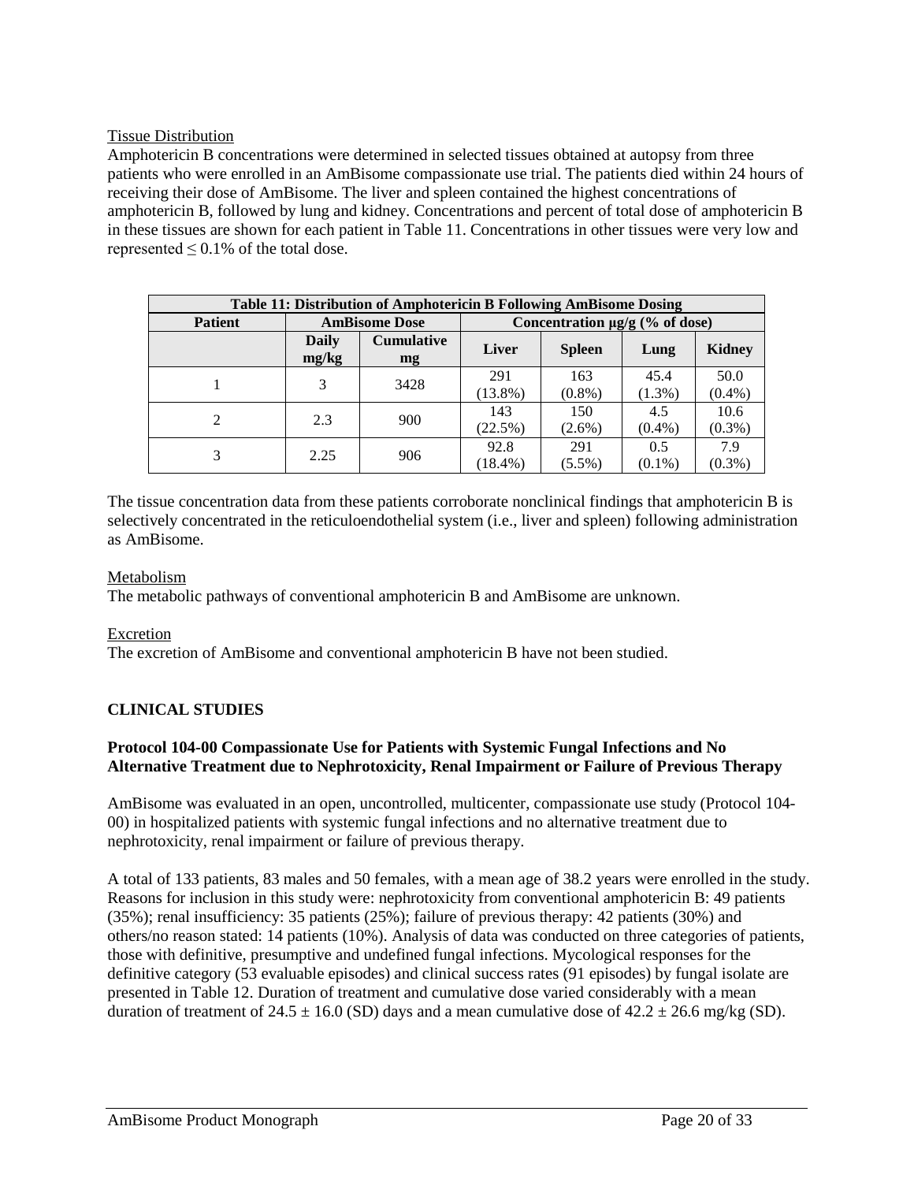Tissue Distribution

Amphotericin B concentrations were determined in selected tissues obtained at autopsy from three patients who were enrolled in an AmBisome compassionate use trial. The patients died within 24 hours of receiving their dose of AmBisome. The liver and spleen contained the highest concentrations of amphotericin B, followed by lung and kidney. Concentrations and percent of total dose of amphotericin B in these tissues are shown for each patient in Table 11. Concentrations in other tissues were very low and represented ≤ 0.1% of the total dose.

| Table 11: Distribution of Amphotericin B Following AmBisome Dosing | | | | | | |
|---|---|---|---|---|---|---|
| **Patient** | **AmBisome Dose** | | **Concentration μg/g (% of dose)** | | | |
| | **Daily mg/kg** | **Cumulative mg** | **Liver** | **Spleen** | **Lung** | **Kidney** |
| 1 | 3 | 3428 | 291 (13.8%) | 163 (0.8%) | 45.4 (1.3%) | 50.0 (0.4%) |
| 2 | 2.3 | 900 | 143 (22.5%) | 150 (2.6%) | 4.5 (0.4%) | 10.6 (0.3%) |
| 3 | 2.25 | 906 | 92.8 (18.4%) | 291 (5.5%) | 0.5 (0.1%) | 7.9 (0.3%) |

The tissue concentration data from these patients corroborate nonclinical findings that amphotericin B is selectively concentrated in the reticuloendothelial system (i.e., liver and spleen) following administration as AmBisome.

Metabolism

The metabolic pathways of conventional amphotericin B and AmBisome are unknown.

Excretion

The excretion of AmBisome and conventional amphotericin B have not been studied.

## CLINICAL STUDIES

### Protocol 104-00 Compassionate Use for Patients with Systemic Fungal Infections and No Alternative Treatment due to Nephrotoxicity, Renal Impairment or Failure of Previous Therapy

AmBisome was evaluated in an open, uncontrolled, multicenter, compassionate use study (Protocol 104-00) in hospitalized patients with systemic fungal infections and no alternative treatment due to nephrotoxicity, renal impairment or failure of previous therapy.

A total of 133 patients, 83 males and 50 females, with a mean age of 38.2 years were enrolled in the study. Reasons for inclusion in this study were: nephrotoxicity from conventional amphotericin B: 49 patients (35%); renal insufficiency: 35 patients (25%); failure of previous therapy: 42 patients (30%) and others/no reason stated: 14 patients (10%). Analysis of data was conducted on three categories of patients, those with definitive, presumptive and undefined fungal infections. Mycological responses for the definitive category (53 evaluable episodes) and clinical success rates (91 episodes) by fungal isolate are presented in Table 12. Duration of treatment and cumulative dose varied considerably with a mean duration of treatment of 24.5 ± 16.0 (SD) days and a mean cumulative dose of 42.2 ± 26.6 mg/kg (SD).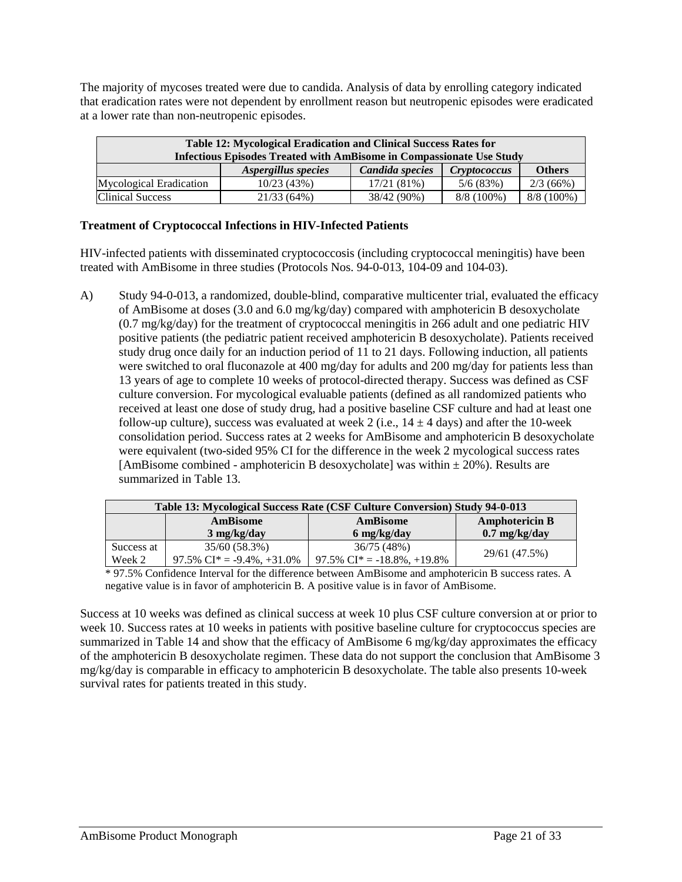The majority of mycoses treated were due to candida. Analysis of data by enrolling category indicated that eradication rates were not dependent by enrollment reason but neutropenic episodes were eradicated at a lower rate than non-neutropenic episodes.

| Table 12: Mycological Eradication and Clinical Success Rates for Infectious Episodes Treated with AmBisome in Compassionate Use Study | | | | |
|---|---|---|---|---|
| | *Aspergillus species* | *Candida species* | *Cryptococcus* | **Others** |
| Mycological Eradication | 10/23 (43%) | 17/21 (81%) | 5/6 (83%) | 2/3 (66%) |
| Clinical Success | 21/33 (64%) | 38/42 (90%) | 8/8 (100%) | 8/8 (100%) |

### Treatment of Cryptococcal Infections in HIV-Infected Patients

HIV-infected patients with disseminated cryptococcosis (including cryptococcal meningitis) have been treated with AmBisome in three studies (Protocols Nos. 94-0-013, 104-09 and 104-03).

A) Study 94-0-013, a randomized, double-blind, comparative multicenter trial, evaluated the efficacy of AmBisome at doses (3.0 and 6.0 mg/kg/day) compared with amphotericin B desoxycholate (0.7 mg/kg/day) for the treatment of cryptococcal meningitis in 266 adult and one pediatric HIV positive patients (the pediatric patient received amphotericin B desoxycholate). Patients received study drug once daily for an induction period of 11 to 21 days. Following induction, all patients were switched to oral fluconazole at 400 mg/day for adults and 200 mg/day for patients less than 13 years of age to complete 10 weeks of protocol-directed therapy. Success was defined as CSF culture conversion. For mycological evaluable patients (defined as all randomized patients who received at least one dose of study drug, had a positive baseline CSF culture and had at least one follow-up culture), success was evaluated at week 2 (i.e., $14 \pm 4$ days) and after the 10-week consolidation period. Success rates at 2 weeks for AmBisome and amphotericin B desoxycholate were equivalent (two-sided 95% CI for the difference in the week 2 mycological success rates [AmBisome combined - amphotericin B desoxycholate] was within $\pm$ 20%). Results are summarized in Table 13.

| Table 13: Mycological Success Rate (CSF Culture Conversion) Study 94-0-013 | | | |
|---|---|---|---|
| | **AmBisome 3 mg/kg/day** | **AmBisome 6 mg/kg/day** | **Amphotericin B 0.7 mg/kg/day** |
| Success at Week 2 | 35/60 (58.3%) 97.5% CI* = -9.4%, +31.0% | 36/75 (48%) 97.5% CI* = -18.8%, +19.8% | 29/61 (47.5%) |

\* 97.5% Confidence Interval for the difference between AmBisome and amphotericin B success rates. A negative value is in favor of amphotericin B. A positive value is in favor of AmBisome.

Success at 10 weeks was defined as clinical success at week 10 plus CSF culture conversion at or prior to week 10. Success rates at 10 weeks in patients with positive baseline culture for cryptococcus species are summarized in Table 14 and show that the efficacy of AmBisome 6 mg/kg/day approximates the efficacy of the amphotericin B desoxycholate regimen. These data do not support the conclusion that AmBisome 3 mg/kg/day is comparable in efficacy to amphotericin B desoxycholate. The table also presents 10-week survival rates for patients treated in this study.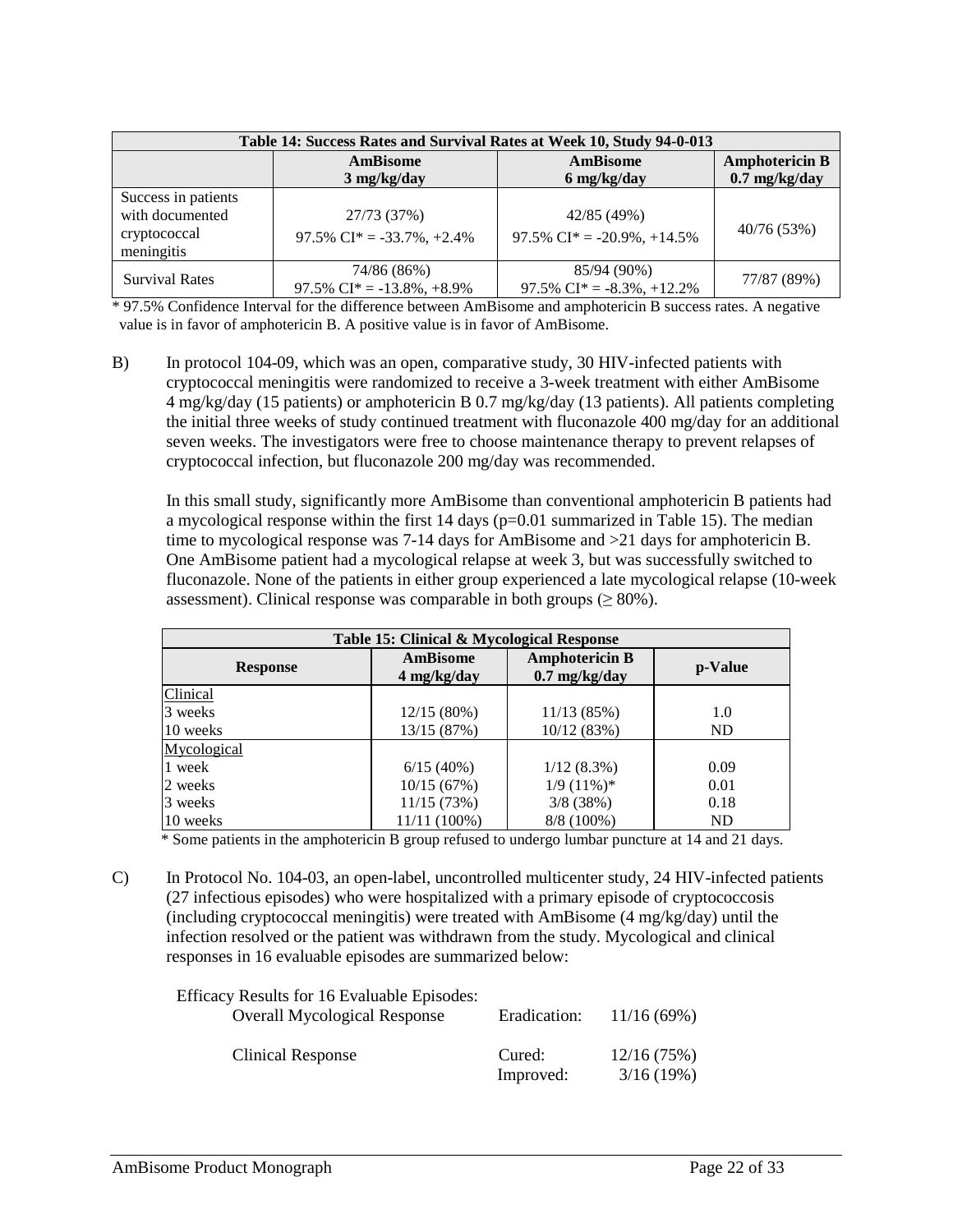| Table 14: Success Rates and Survival Rates at Week 10, Study 94-0-013 | | | |
|---|---|---|---|
| | AmBisome 3 mg/kg/day | AmBisome 6 mg/kg/day | Amphotericin B 0.7 mg/kg/day |
| Success in patients with documented cryptococcal meningitis | 27/73 (37%) 97.5% CI* = -33.7%, +2.4% | 42/85 (49%) 97.5% CI* = -20.9%, +14.5% | 40/76 (53%) |
| Survival Rates | 74/86 (86%) 97.5% CI* = -13.8%, +8.9% | 85/94 (90%) 97.5% CI* = -8.3%, +12.2% | 77/87 (89%) |

* 97.5% Confidence Interval for the difference between AmBisome and amphotericin B success rates. A negative value is in favor of amphotericin B. A positive value is in favor of AmBisome.

B) In protocol 104-09, which was an open, comparative study, 30 HIV-infected patients with cryptococcal meningitis were randomized to receive a 3-week treatment with either AmBisome 4 mg/kg/day (15 patients) or amphotericin B 0.7 mg/kg/day (13 patients). All patients completing the initial three weeks of study continued treatment with fluconazole 400 mg/day for an additional seven weeks. The investigators were free to choose maintenance therapy to prevent relapses of cryptococcal infection, but fluconazole 200 mg/day was recommended.

In this small study, significantly more AmBisome than conventional amphotericin B patients had a mycological response within the first 14 days ($p=0.01$ summarized in Table 15). The median time to mycological response was 7-14 days for AmBisome and >21 days for amphotericin B. One AmBisome patient had a mycological relapse at week 3, but was successfully switched to fluconazole. None of the patients in either group experienced a late mycological relapse (10-week assessment). Clinical response was comparable in both groups (≥ 80%).

| Table 15: Clinical & Mycological Response | | | |
|---|---|---|---|
| Response | AmBisome 4 mg/kg/day | Amphotericin B 0.7 mg/kg/day | p-Value |
| Clinical | | | |
| 3 weeks | 12/15 (80%) | 11/13 (85%) | 1.0 |
| 10 weeks | 13/15 (87%) | 10/12 (83%) | ND |
| Mycological | | | |
| 1 week | 6/15 (40%) | 1/12 (8.3%) | 0.09 |
| 2 weeks | 10/15 (67%) | 1/9 (11%)* | 0.01 |
| 3 weeks | 11/15 (73%) | 3/8 (38%) | 0.18 |
| 10 weeks | 11/11 (100%) | 8/8 (100%) | ND |

* Some patients in the amphotericin B group refused to undergo lumbar puncture at 14 and 21 days.

C) In Protocol No. 104-03, an open-label, uncontrolled multicenter study, 24 HIV-infected patients (27 infectious episodes) who were hospitalized with a primary episode of cryptococcosis (including cryptococcal meningitis) were treated with AmBisome (4 mg/kg/day) until the infection resolved or the patient was withdrawn from the study. Mycological and clinical responses in 16 evaluable episodes are summarized below:

Efficacy Results for 16 Evaluable Episodes:

| | | |
|---|---|---|
| Overall Mycological Response | Eradication: | 11/16 (69%) |
| Clinical Response | Cured: | 12/16 (75%) |
| | Improved: | 3/16 (19%) |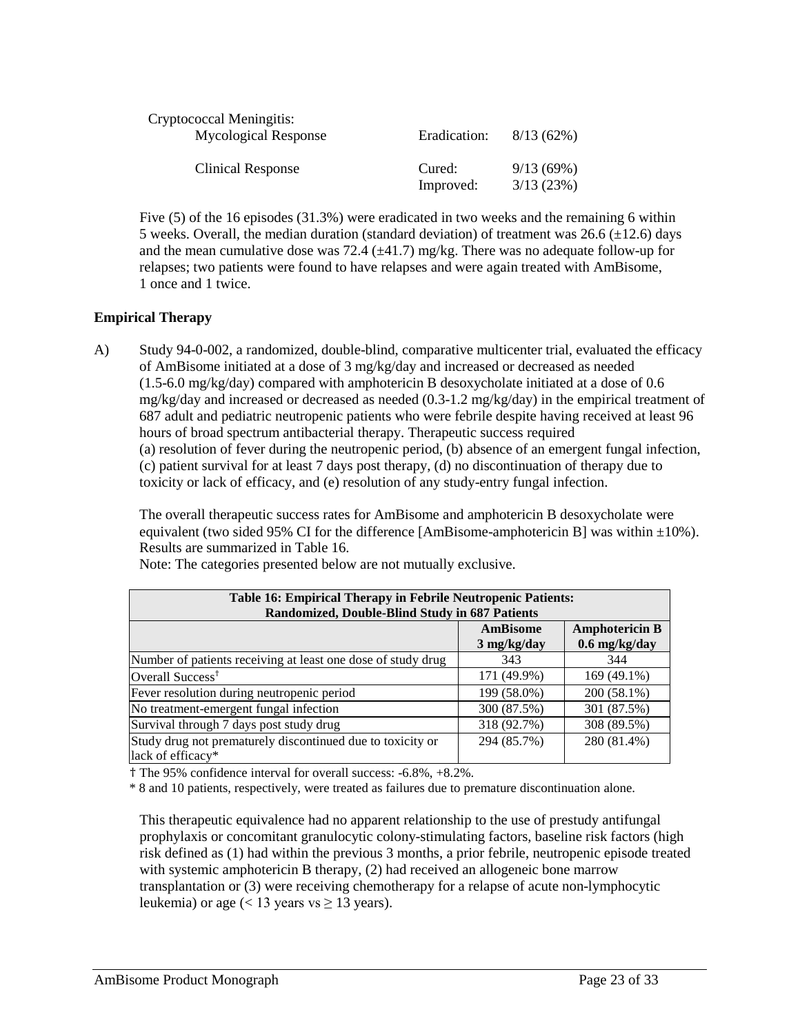| Cryptococcal Meningitis: | | |
|---|---|---|
| Mycological Response | Eradication: | 8/13 (62%) |
| Clinical Response | Cured: | 9/13 (69%) |
| | Improved: | 3/13 (23%) |

Five (5) of the 16 episodes (31.3%) were eradicated in two weeks and the remaining 6 within 5 weeks. Overall, the median duration (standard deviation) of treatment was 26.6 (±12.6) days and the mean cumulative dose was 72.4 (±41.7) mg/kg. There was no adequate follow-up for relapses; two patients were found to have relapses and were again treated with AmBisome, 1 once and 1 twice.

**Empirical Therapy**

A) Study 94-0-002, a randomized, double-blind, comparative multicenter trial, evaluated the efficacy of AmBisome initiated at a dose of 3 mg/kg/day and increased or decreased as needed (1.5-6.0 mg/kg/day) compared with amphotericin B desoxycholate initiated at a dose of 0.6 mg/kg/day and increased or decreased as needed (0.3-1.2 mg/kg/day) in the empirical treatment of 687 adult and pediatric neutropenic patients who were febrile despite having received at least 96 hours of broad spectrum antibacterial therapy. Therapeutic success required (a) resolution of fever during the neutropenic period, (b) absence of an emergent fungal infection, (c) patient survival for at least 7 days post therapy, (d) no discontinuation of therapy due to toxicity or lack of efficacy, and (e) resolution of any study-entry fungal infection.

The overall therapeutic success rates for AmBisome and amphotericin B desoxycholate were equivalent (two sided 95% CI for the difference [AmBisome-amphotericin B] was within ±10%). Results are summarized in Table 16.

Note: The categories presented below are not mutually exclusive.

| Table 16: Empirical Therapy in Febrile Neutropenic Patients: Randomized, Double-Blind Study in 687 Patients | | |
|---|---|---|
| | **AmBisome 3 mg/kg/day** | **Amphotericin B 0.6 mg/kg/day** |
| Number of patients receiving at least one dose of study drug | 343 | 344 |
| Overall Success† | 171 (49.9%) | 169 (49.1%) |
| Fever resolution during neutropenic period | 199 (58.0%) | 200 (58.1%) |
| No treatment-emergent fungal infection | 300 (87.5%) | 301 (87.5%) |
| Survival through 7 days post study drug | 318 (92.7%) | 308 (89.5%) |
| Study drug not prematurely discontinued due to toxicity or lack of efficacy* | 294 (85.7%) | 280 (81.4%) |

† The 95% confidence interval for overall success: -6.8%, +8.2%.

\* 8 and 10 patients, respectively, were treated as failures due to premature discontinuation alone.

This therapeutic equivalence had no apparent relationship to the use of prestudy antifungal prophylaxis or concomitant granulocytic colony-stimulating factors, baseline risk factors (high risk defined as (1) had within the previous 3 months, a prior febrile, neutropenic episode treated with systemic amphotericin B therapy, (2) had received an allogeneic bone marrow transplantation or (3) were receiving chemotherapy for a relapse of acute non-lymphocytic leukemia) or age (< 13 years vs ≥ 13 years).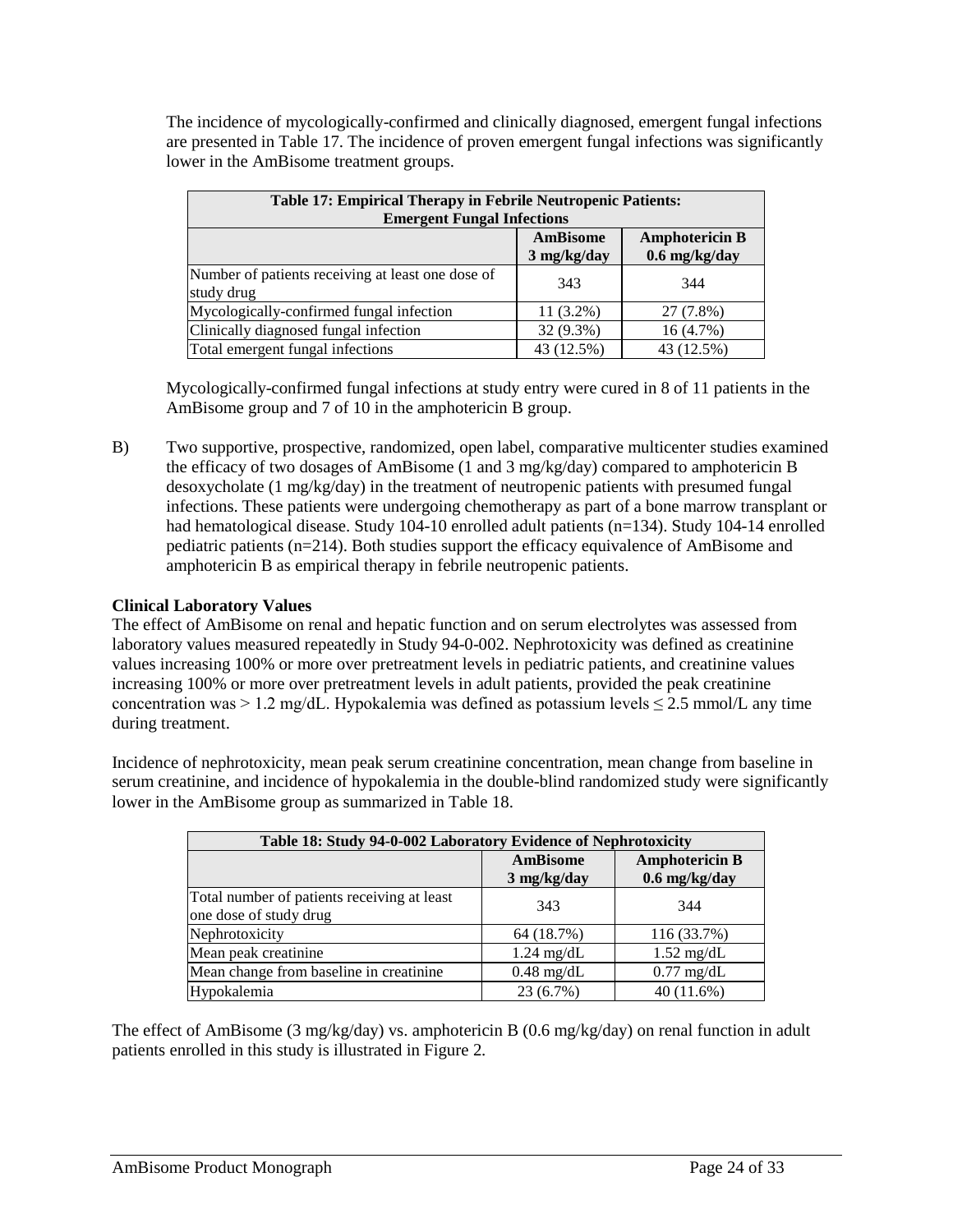The incidence of mycologically-confirmed and clinically diagnosed, emergent fungal infections are presented in Table 17. The incidence of proven emergent fungal infections was significantly lower in the AmBisome treatment groups.

| Table 17: Empirical Therapy in Febrile Neutropenic Patients: Emergent Fungal Infections | | |
|---|---|---|
| | **AmBisome 3 mg/kg/day** | **Amphotericin B 0.6 mg/kg/day** |
| Number of patients receiving at least one dose of study drug | 343 | 344 |
| Mycologically-confirmed fungal infection | 11 (3.2%) | 27 (7.8%) |
| Clinically diagnosed fungal infection | 32 (9.3%) | 16 (4.7%) |
| Total emergent fungal infections | 43 (12.5%) | 43 (12.5%) |

Mycologically-confirmed fungal infections at study entry were cured in 8 of 11 patients in the AmBisome group and 7 of 10 in the amphotericin B group.

B) Two supportive, prospective, randomized, open label, comparative multicenter studies examined the efficacy of two dosages of AmBisome (1 and 3 mg/kg/day) compared to amphotericin B desoxycholate (1 mg/kg/day) in the treatment of neutropenic patients with presumed fungal infections. These patients were undergoing chemotherapy as part of a bone marrow transplant or had hematological disease. Study 104-10 enrolled adult patients (n=134). Study 104-14 enrolled pediatric patients (n=214). Both studies support the efficacy equivalence of AmBisome and amphotericin B as empirical therapy in febrile neutropenic patients.

**Clinical Laboratory Values**

The effect of AmBisome on renal and hepatic function and on serum electrolytes was assessed from laboratory values measured repeatedly in Study 94-0-002. Nephrotoxicity was defined as creatinine values increasing 100% or more over pretreatment levels in pediatric patients, and creatinine values increasing 100% or more over pretreatment levels in adult patients, provided the peak creatinine concentration was > 1.2 mg/dL. Hypokalemia was defined as potassium levels ≤ 2.5 mmol/L any time during treatment.

Incidence of nephrotoxicity, mean peak serum creatinine concentration, mean change from baseline in serum creatinine, and incidence of hypokalemia in the double-blind randomized study were significantly lower in the AmBisome group as summarized in Table 18.

| Table 18: Study 94-0-002 Laboratory Evidence of Nephrotoxicity | | |
|---|---|---|
| | **AmBisome 3 mg/kg/day** | **Amphotericin B 0.6 mg/kg/day** |
| Total number of patients receiving at least one dose of study drug | 343 | 344 |
| Nephrotoxicity | 64 (18.7%) | 116 (33.7%) |
| Mean peak creatinine | 1.24 mg/dL | 1.52 mg/dL |
| Mean change from baseline in creatinine | 0.48 mg/dL | 0.77 mg/dL |
| Hypokalemia | 23 (6.7%) | 40 (11.6%) |

The effect of AmBisome (3 mg/kg/day) vs. amphotericin B (0.6 mg/kg/day) on renal function in adult patients enrolled in this study is illustrated in Figure 2.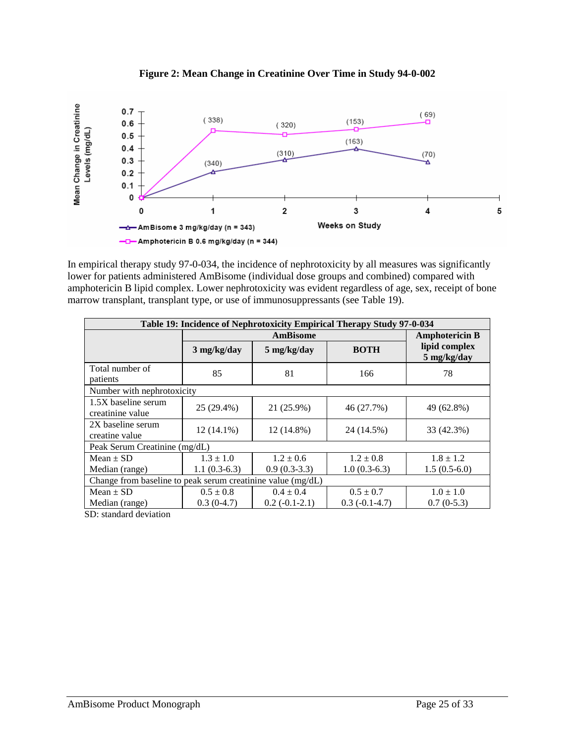**Figure 2: Mean Change in Creatinine Over Time in Study 94-0-002**

In empirical therapy study 97-0-034, the incidence of nephrotoxicity by all measures was significantly lower for patients administered AmBisome (individual dose groups and combined) compared with amphotericin B lipid complex. Lower nephrotoxicity was evident regardless of age, sex, receipt of bone marrow transplant, transplant type, or use of immunosuppressants (see Table 19).

**Table 19: Incidence of Nephrotoxicity Empirical Therapy Study 97-0-034**

| | AmBisome | | | Amphotericin B lipid complex |
|---|---|---|---|---|
| | 3 mg/kg/day | 5 mg/kg/day | BOTH | 5 mg/kg/day |
| Total number of patients | 85 | 81 | 166 | 78 |
| Number with nephrotoxicity | | | | |
| 1.5X baseline serum creatinine value | 25 (29.4%) | 21 (25.9%) | 46 (27.7%) | 49 (62.8%) |
| 2X baseline serum creatine value | 12 (14.1%) | 12 (14.8%) | 24 (14.5%) | 33 (42.3%) |
| Peak Serum Creatinine (mg/dL) | | | | |
| Mean ± SD<br>Median (range) | 1.3 ± 1.0<br>1.1 (0.3-6.3) | 1.2 ± 0.6<br>0.9 (0.3-3.3) | 1.2 ± 0.8<br>1.0 (0.3-6.3) | 1.8 ± 1.2<br>1.5 (0.5-6.0) |
| Change from baseline to peak serum creatinine value (mg/dL) | | | | |
| Mean ± SD<br>Median (range) | 0.5 ± 0.8<br>0.3 (0-4.7) | 0.4 ± 0.4<br>0.2 (-0.1-2.1) | 0.5 ± 0.7<br>0.3 (-0.1-4.7) | 1.0 ± 1.0<br>0.7 (0-5.3) |

SD: standard deviation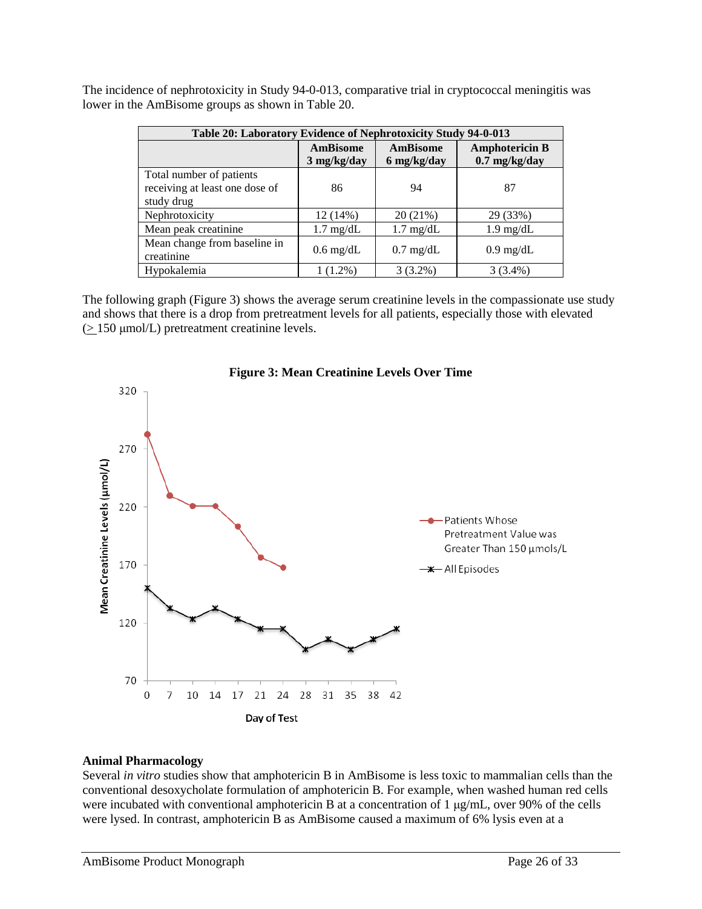The incidence of nephrotoxicity in Study 94-0-013, comparative trial in cryptococcal meningitis was lower in the AmBisome groups as shown in Table 20.

**Table 20: Laboratory Evidence of Nephrotoxicity Study 94-0-013**

| | AmBisome 3 mg/kg/day | AmBisome 6 mg/kg/day | Amphotericin B 0.7 mg/kg/day |
|---|---|---|---|
| Total number of patients receiving at least one dose of study drug | 86 | 94 | 87 |
| Nephrotoxicity | 12 (14%) | 20 (21%) | 29 (33%) |
| Mean peak creatinine | 1.7 mg/dL | 1.7 mg/dL | 1.9 mg/dL |
| Mean change from baseline in creatinine | 0.6 mg/dL | 0.7 mg/dL | 0.9 mg/dL |
| Hypokalemia | 1 (1.2%) | 3 (3.2%) | 3 (3.4%) |

The following graph (Figure 3) shows the average serum creatinine levels in the compassionate use study and shows that there is a drop from pretreatment levels for all patients, especially those with elevated (≥ 150 μmol/L) pretreatment creatinine levels.

**Figure 3: Mean Creatinine Levels Over Time**

**Animal Pharmacology**

Several *in vitro* studies show that amphotericin B in AmBisome is less toxic to mammalian cells than the conventional desoxycholate formulation of amphotericin B. For example, when washed human red cells were incubated with conventional amphotericin B at a concentration of 1 μg/mL, over 90% of the cells were lysed. In contrast, amphotericin B as AmBisome caused a maximum of 6% lysis even at a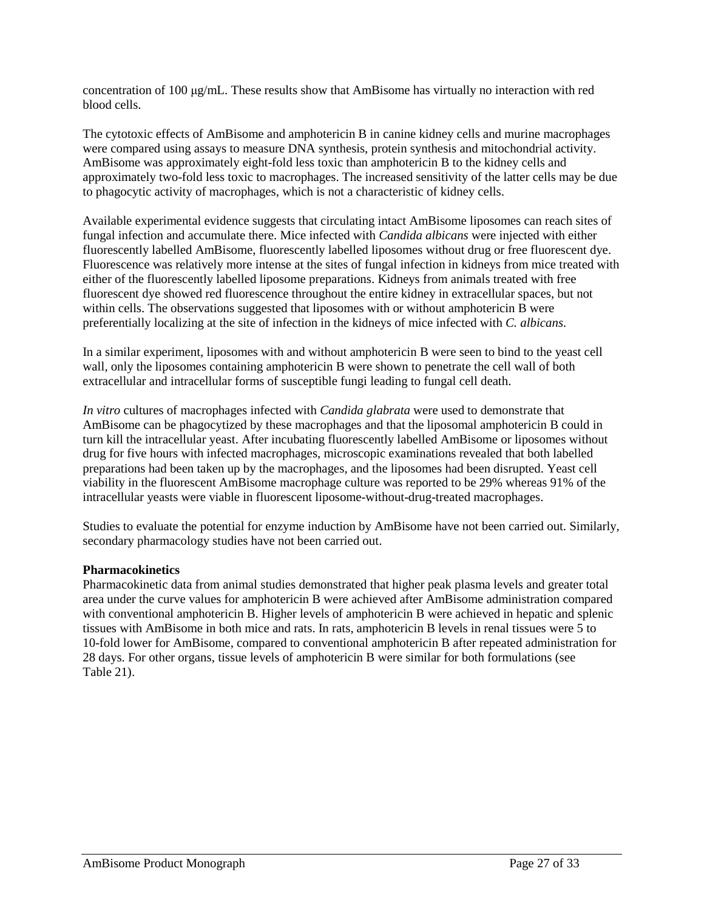concentration of 100 μg/mL. These results show that AmBisome has virtually no interaction with red blood cells.

The cytotoxic effects of AmBisome and amphotericin B in canine kidney cells and murine macrophages were compared using assays to measure DNA synthesis, protein synthesis and mitochondrial activity. AmBisome was approximately eight-fold less toxic than amphotericin B to the kidney cells and approximately two-fold less toxic to macrophages. The increased sensitivity of the latter cells may be due to phagocytic activity of macrophages, which is not a characteristic of kidney cells.

Available experimental evidence suggests that circulating intact AmBisome liposomes can reach sites of fungal infection and accumulate there. Mice infected with *Candida albicans* were injected with either fluorescently labelled AmBisome, fluorescently labelled liposomes without drug or free fluorescent dye. Fluorescence was relatively more intense at the sites of fungal infection in kidneys from mice treated with either of the fluorescently labelled liposome preparations. Kidneys from animals treated with free fluorescent dye showed red fluorescence throughout the entire kidney in extracellular spaces, but not within cells. The observations suggested that liposomes with or without amphotericin B were preferentially localizing at the site of infection in the kidneys of mice infected with *C. albicans.*

In a similar experiment, liposomes with and without amphotericin B were seen to bind to the yeast cell wall, only the liposomes containing amphotericin B were shown to penetrate the cell wall of both extracellular and intracellular forms of susceptible fungi leading to fungal cell death.

*In vitro* cultures of macrophages infected with *Candida glabrata* were used to demonstrate that AmBisome can be phagocytized by these macrophages and that the liposomal amphotericin B could in turn kill the intracellular yeast. After incubating fluorescently labelled AmBisome or liposomes without drug for five hours with infected macrophages, microscopic examinations revealed that both labelled preparations had been taken up by the macrophages, and the liposomes had been disrupted. Yeast cell viability in the fluorescent AmBisome macrophage culture was reported to be 29% whereas 91% of the intracellular yeasts were viable in fluorescent liposome-without-drug-treated macrophages.

Studies to evaluate the potential for enzyme induction by AmBisome have not been carried out. Similarly, secondary pharmacology studies have not been carried out.

**Pharmacokinetics**

Pharmacokinetic data from animal studies demonstrated that higher peak plasma levels and greater total area under the curve values for amphotericin B were achieved after AmBisome administration compared with conventional amphotericin B. Higher levels of amphotericin B were achieved in hepatic and splenic tissues with AmBisome in both mice and rats. In rats, amphotericin B levels in renal tissues were 5 to 10-fold lower for AmBisome, compared to conventional amphotericin B after repeated administration for 28 days. For other organs, tissue levels of amphotericin B were similar for both formulations (see Table 21).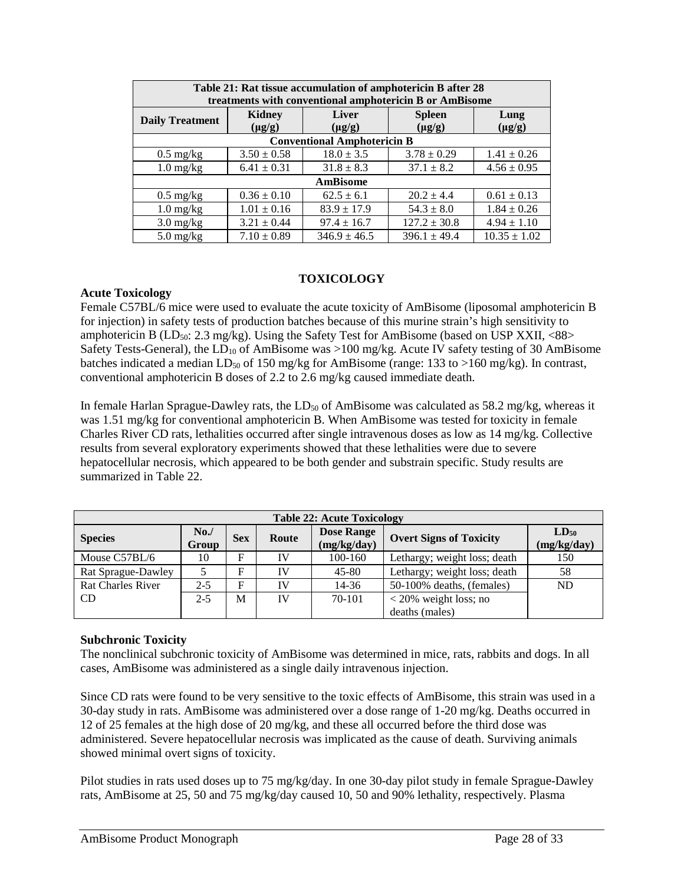| Table 21: Rat tissue accumulation of amphotericin B after 28 treatments with conventional amphotericin B or AmBisome | | | | |
|---|---|---|---|---|
| **Daily Treatment** | **Kidney (μg/g)** | **Liver (μg/g)** | **Spleen (μg/g)** | **Lung (μg/g)** |
| **Conventional Amphotericin B** | | | | |
| 0.5 mg/kg | 3.50 ± 0.58 | 18.0 ± 3.5 | 3.78 ± 0.29 | 1.41 ± 0.26 |
| 1.0 mg/kg | 6.41 ± 0.31 | 31.8 ± 8.3 | 37.1 ± 8.2 | 4.56 ± 0.95 |
| **AmBisome** | | | | |
| 0.5 mg/kg | 0.36 ± 0.10 | 62.5 ± 6.1 | 20.2 ± 4.4 | 0.61 ± 0.13 |
| 1.0 mg/kg | 1.01 ± 0.16 | 83.9 ± 17.9 | 54.3 ± 8.0 | 1.84 ± 0.26 |
| 3.0 mg/kg | 3.21 ± 0.44 | 97.4 ± 16.7 | 127.2 ± 30.8 | 4.94 ± 1.10 |
| 5.0 mg/kg | 7.10 ± 0.89 | 346.9 ± 46.5 | 396.1 ± 49.4 | 10.35 ± 1.02 |

## TOXICOLOGY

**Acute Toxicology**

Female C57BL/6 mice were used to evaluate the acute toxicity of AmBisome (liposomal amphotericin B for injection) in safety tests of production batches because of this murine strain's high sensitivity to amphotericin B ($LD_{50}$: 2.3 mg/kg). Using the Safety Test for AmBisome (based on USP XXII, <88> Safety Tests-General), the $LD_{10}$ of AmBisome was >100 mg/kg. Acute IV safety testing of 30 AmBisome batches indicated a median $LD_{50}$ of 150 mg/kg for AmBisome (range: 133 to >160 mg/kg). In contrast, conventional amphotericin B doses of 2.2 to 2.6 mg/kg caused immediate death.

In female Harlan Sprague-Dawley rats, the $LD_{50}$ of AmBisome was calculated as 58.2 mg/kg, whereas it was 1.51 mg/kg for conventional amphotericin B. When AmBisome was tested for toxicity in female Charles River CD rats, lethalities occurred after single intravenous doses as low as 14 mg/kg. Collective results from several exploratory experiments showed that these lethalities were due to severe hepatocellular necrosis, which appeared to be both gender and substrain specific. Study results are summarized in Table 22.

| Table 22: Acute Toxicology | | | | | | |
|---|---|---|---|---|---|---|
| **Species** | **No./ Group** | **Sex** | **Route** | **Dose Range (mg/kg/day)** | **Overt Signs of Toxicity** | **$LD_{50}$ (mg/kg/day)** |
| Mouse C57BL/6 | 10 | F | IV | 100-160 | Lethargy; weight loss; death | 150 |
| Rat Sprague-Dawley | 5 | F | IV | 45-80 | Lethargy; weight loss; death | 58 |
| Rat Charles River CD | 2-5 | F | IV | 14-36 | 50-100% deaths, (females) | ND |
| | 2-5 | M | IV | 70-101 | < 20% weight loss; no deaths (males) | |

**Subchronic Toxicity**

The nonclinical subchronic toxicity of AmBisome was determined in mice, rats, rabbits and dogs. In all cases, AmBisome was administered as a single daily intravenous injection.

Since CD rats were found to be very sensitive to the toxic effects of AmBisome, this strain was used in a 30-day study in rats. AmBisome was administered over a dose range of 1-20 mg/kg. Deaths occurred in 12 of 25 females at the high dose of 20 mg/kg, and these all occurred before the third dose was administered. Severe hepatocellular necrosis was implicated as the cause of death. Surviving animals showed minimal overt signs of toxicity.

Pilot studies in rats used doses up to 75 mg/kg/day. In one 30-day pilot study in female Sprague-Dawley rats, AmBisome at 25, 50 and 75 mg/kg/day caused 10, 50 and 90% lethality, respectively. Plasma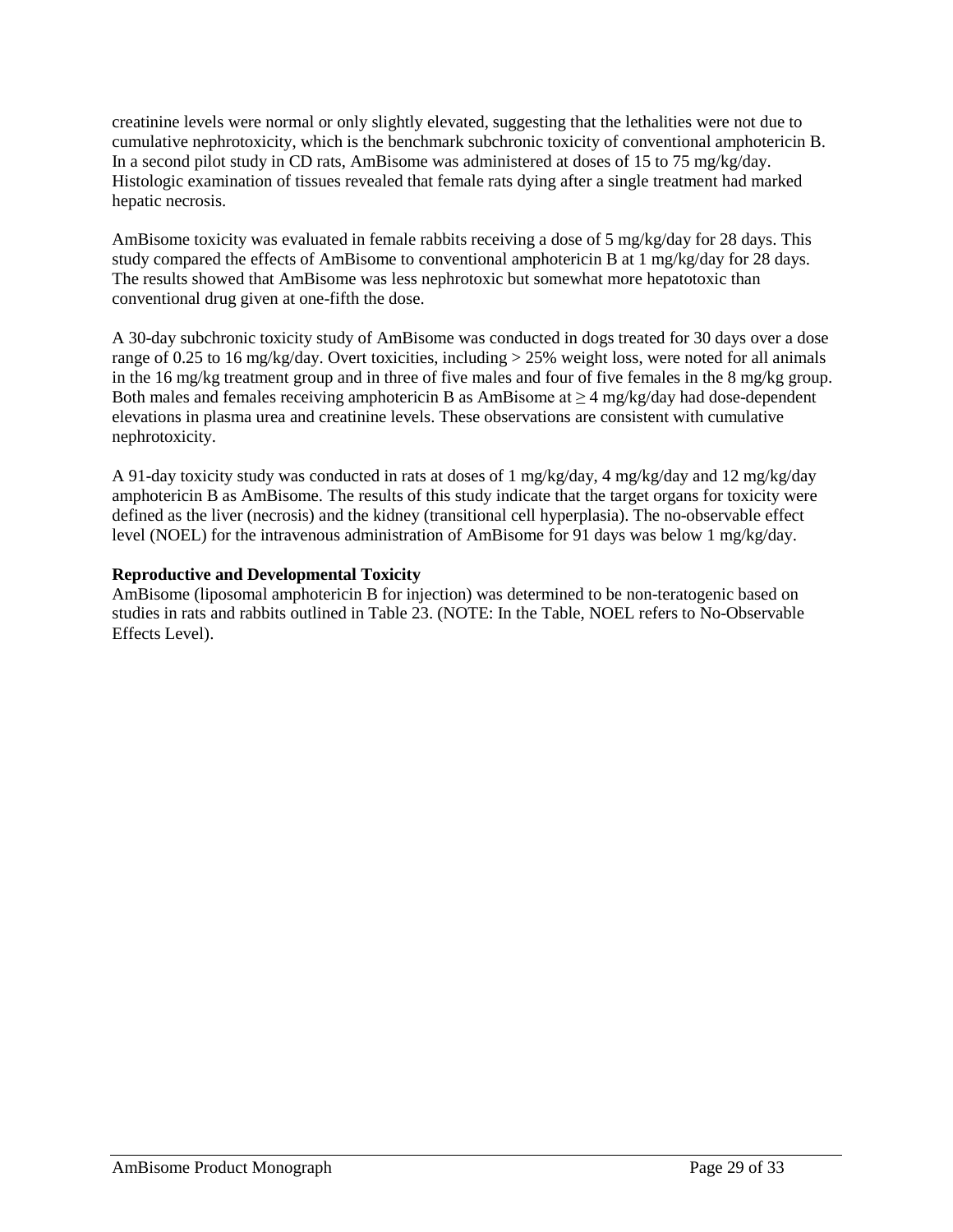creatinine levels were normal or only slightly elevated, suggesting that the lethalities were not due to cumulative nephrotoxicity, which is the benchmark subchronic toxicity of conventional amphotericin B. In a second pilot study in CD rats, AmBisome was administered at doses of 15 to 75 mg/kg/day. Histologic examination of tissues revealed that female rats dying after a single treatment had marked hepatic necrosis.

AmBisome toxicity was evaluated in female rabbits receiving a dose of 5 mg/kg/day for 28 days. This study compared the effects of AmBisome to conventional amphotericin B at 1 mg/kg/day for 28 days. The results showed that AmBisome was less nephrotoxic but somewhat more hepatotoxic than conventional drug given at one-fifth the dose.

A 30-day subchronic toxicity study of AmBisome was conducted in dogs treated for 30 days over a dose range of 0.25 to 16 mg/kg/day. Overt toxicities, including > 25% weight loss, were noted for all animals in the 16 mg/kg treatment group and in three of five males and four of five females in the 8 mg/kg group. Both males and females receiving amphotericin B as AmBisome at ≥ 4 mg/kg/day had dose-dependent elevations in plasma urea and creatinine levels. These observations are consistent with cumulative nephrotoxicity.

A 91-day toxicity study was conducted in rats at doses of 1 mg/kg/day, 4 mg/kg/day and 12 mg/kg/day amphotericin B as AmBisome. The results of this study indicate that the target organs for toxicity were defined as the liver (necrosis) and the kidney (transitional cell hyperplasia). The no-observable effect level (NOEL) for the intravenous administration of AmBisome for 91 days was below 1 mg/kg/day.

**Reproductive and Developmental Toxicity**

AmBisome (liposomal amphotericin B for injection) was determined to be non-teratogenic based on studies in rats and rabbits outlined in Table 23. (NOTE: In the Table, NOEL refers to No-Observable Effects Level).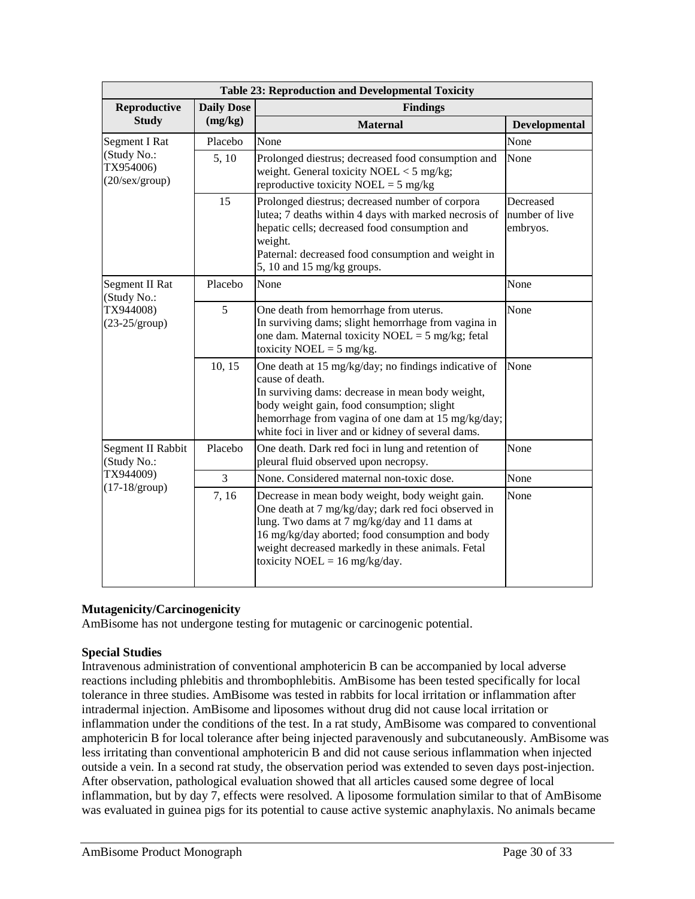| Table 23: Reproduction and Developmental Toxicity | | | |
|---|---|---|---|
| Reproductive Study | Daily Dose (mg/kg) | Findings | |
| | | Maternal | Developmental |
| Segment I Rat (Study No.: TX954006) (20/sex/group) | Placebo | None | None |
| | 5, 10 | Prolonged diestrus; decreased food consumption and weight. General toxicity NOEL < 5 mg/kg; reproductive toxicity NOEL = 5 mg/kg | None |
| | 15 | Prolonged diestrus; decreased number of corpora lutea; 7 deaths within 4 days with marked necrosis of hepatic cells; decreased food consumption and weight.<br>Paternal: decreased food consumption and weight in 5, 10 and 15 mg/kg groups. | Decreased number of live embryos. |
| Segment II Rat (Study No.: TX944008) (23-25/group) | Placebo | None | None |
| | 5 | One death from hemorrhage from uterus.<br>In surviving dams; slight hemorrhage from vagina in one dam. Maternal toxicity NOEL = 5 mg/kg; fetal toxicity NOEL = 5 mg/kg. | None |
| | 10, 15 | One death at 15 mg/kg/day; no findings indicative of cause of death.<br>In surviving dams: decrease in mean body weight, body weight gain, food consumption; slight hemorrhage from vagina of one dam at 15 mg/kg/day; white foci in liver and or kidney of several dams. | None |
| Segment II Rabbit (Study No.: TX944009) (17-18/group) | Placebo | One death. Dark red foci in lung and retention of pleural fluid observed upon necropsy. | None |
| | 3 | None. Considered maternal non-toxic dose. | None |
| | 7, 16 | Decrease in mean body weight, body weight gain. One death at 7 mg/kg/day; dark red foci observed in lung. Two dams at 7 mg/kg/day and 11 dams at 16 mg/kg/day aborted; food consumption and body weight decreased markedly in these animals. Fetal toxicity NOEL = 16 mg/kg/day. | None |

**Mutagenicity/Carcinogenicity**

AmBisome has not undergone testing for mutagenic or carcinogenic potential.

**Special Studies**

Intravenous administration of conventional amphotericin B can be accompanied by local adverse reactions including phlebitis and thrombophlebitis. AmBisome has been tested specifically for local tolerance in three studies. AmBisome was tested in rabbits for local irritation or inflammation after intradermal injection. AmBisome and liposomes without drug did not cause local irritation or inflammation under the conditions of the test. In a rat study, AmBisome was compared to conventional amphotericin B for local tolerance after being injected paravenously and subcutaneously. AmBisome was less irritating than conventional amphotericin B and did not cause serious inflammation when injected outside a vein. In a second rat study, the observation period was extended to seven days post-injection. After observation, pathological evaluation showed that all articles caused some degree of local inflammation, but by day 7, effects were resolved. A liposome formulation similar to that of AmBisome was evaluated in guinea pigs for its potential to cause active systemic anaphylaxis. No animals became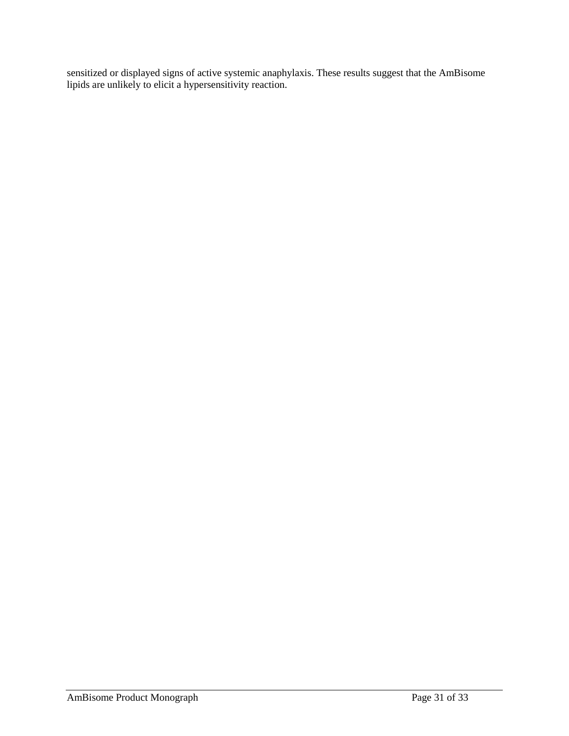sensitized or displayed signs of active systemic anaphylaxis. These results suggest that the AmBisome lipids are unlikely to elicit a hypersensitivity reaction.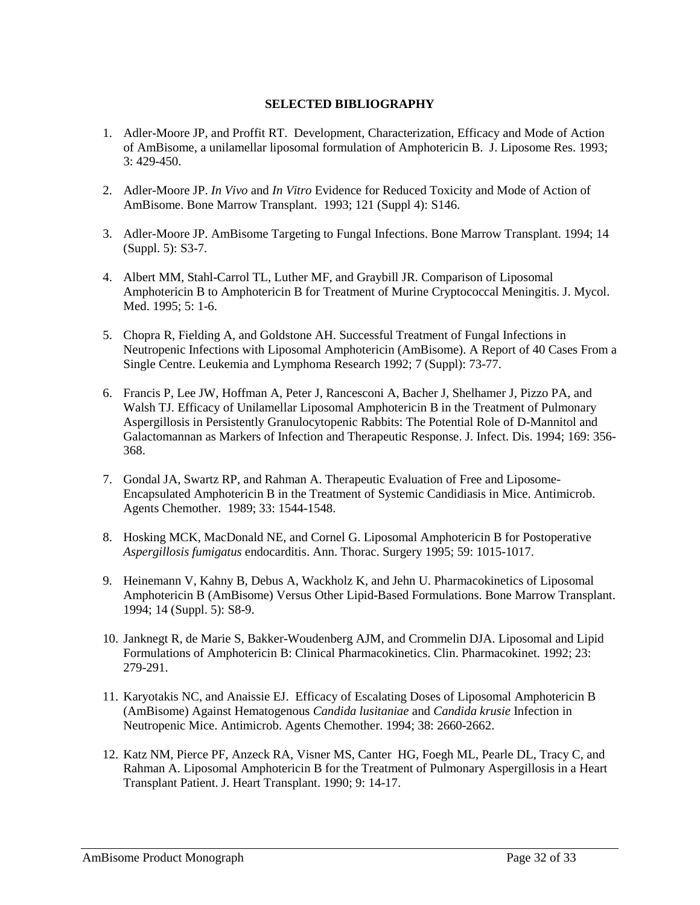**SELECTED BIBLIOGRAPHY**

1. Adler-Moore JP, and Proffit RT. Development, Characterization, Efficacy and Mode of Action of AmBisome, a unilamellar liposomal formulation of Amphotericin B. J. Liposome Res. 1993; 3: 429-450.

2. Adler-Moore JP. *In Vivo* and *In Vitro* Evidence for Reduced Toxicity and Mode of Action of AmBisome. Bone Marrow Transplant. 1993; 121 (Suppl 4): S146.

3. Adler-Moore JP. AmBisome Targeting to Fungal Infections. Bone Marrow Transplant. 1994; 14 (Suppl. 5): S3-7.

4. Albert MM, Stahl-Carrol TL, Luther MF, and Graybill JR. Comparison of Liposomal Amphotericin B to Amphotericin B for Treatment of Murine Cryptococcal Meningitis. J. Mycol. Med. 1995; 5: 1-6.

5. Chopra R, Fielding A, and Goldstone AH. Successful Treatment of Fungal Infections in Neutropenic Infections with Liposomal Amphotericin (AmBisome). A Report of 40 Cases From a Single Centre. Leukemia and Lymphoma Research 1992; 7 (Suppl): 73-77.

6. Francis P, Lee JW, Hoffman A, Peter J, Rancesconi A, Bacher J, Shelhamer J, Pizzo PA, and Walsh TJ. Efficacy of Unilamellar Liposomal Amphotericin B in the Treatment of Pulmonary Aspergillosis in Persistently Granulocytopenic Rabbits: The Potential Role of D-Mannitol and Galactomannan as Markers of Infection and Therapeutic Response. J. Infect. Dis. 1994; 169: 356-368.

7. Gondal JA, Swartz RP, and Rahman A. Therapeutic Evaluation of Free and Liposome-Encapsulated Amphotericin B in the Treatment of Systemic Candidiasis in Mice. Antimicrob. Agents Chemother. 1989; 33: 1544-1548.

8. Hosking MCK, MacDonald NE, and Cornel G. Liposomal Amphotericin B for Postoperative *Aspergillosis fumigatus* endocarditis. Ann. Thorac. Surgery 1995; 59: 1015-1017.

9. Heinemann V, Kahny B, Debus A, Wackholz K, and Jehn U. Pharmacokinetics of Liposomal Amphotericin B (AmBisome) Versus Other Lipid-Based Formulations. Bone Marrow Transplant. 1994; 14 (Suppl. 5): S8-9.

10. Janknegt R, de Marie S, Bakker-Woudenberg AJM, and Crommelin DJA. Liposomal and Lipid Formulations of Amphotericin B: Clinical Pharmacokinetics. Clin. Pharmacokinet. 1992; 23: 279-291.

11. Karyotakis NC, and Anaissie EJ. Efficacy of Escalating Doses of Liposomal Amphotericin B (AmBisome) Against Hematogenous *Candida lusitaniae* and *Candida krusie* Infection in Neutropenic Mice. Antimicrob. Agents Chemother. 1994; 38: 2660-2662.

12. Katz NM, Pierce PF, Anzeck RA, Visner MS, Canter HG, Foegh ML, Pearle DL, Tracy C, and Rahman A. Liposomal Amphotericin B for the Treatment of Pulmonary Aspergillosis in a Heart Transplant Patient. J. Heart Transplant. 1990; 9: 14-17.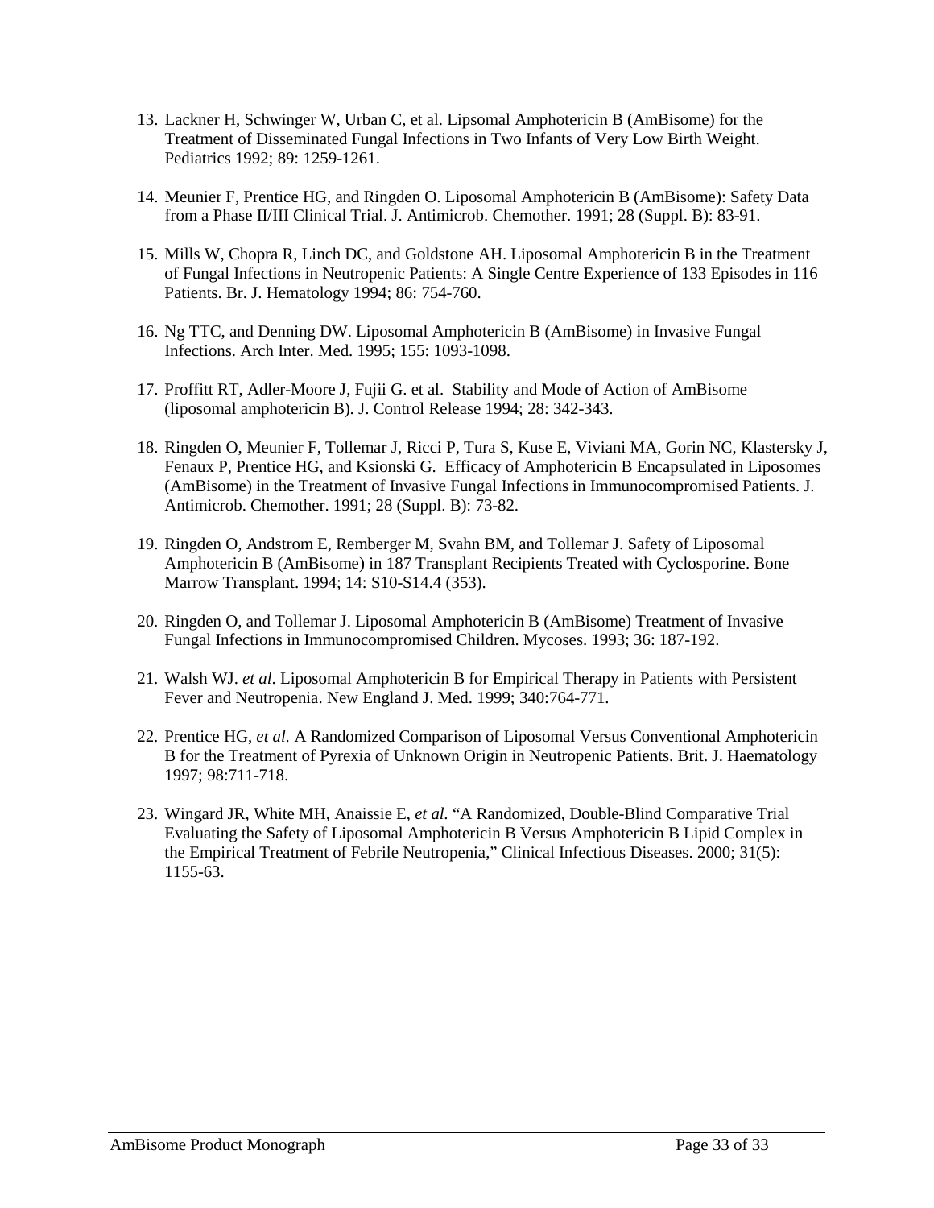13. Lackner H, Schwinger W, Urban C, et al. Lipsomal Amphotericin B (AmBisome) for the Treatment of Disseminated Fungal Infections in Two Infants of Very Low Birth Weight. Pediatrics 1992; 89: 1259-1261.

14. Meunier F, Prentice HG, and Ringden O. Liposomal Amphotericin B (AmBisome): Safety Data from a Phase II/III Clinical Trial. J. Antimicrob. Chemother. 1991; 28 (Suppl. B): 83-91.

15. Mills W, Chopra R, Linch DC, and Goldstone AH. Liposomal Amphotericin B in the Treatment of Fungal Infections in Neutropenic Patients: A Single Centre Experience of 133 Episodes in 116 Patients. Br. J. Hematology 1994; 86: 754-760.

16. Ng TTC, and Denning DW. Liposomal Amphotericin B (AmBisome) in Invasive Fungal Infections. Arch Inter. Med. 1995; 155: 1093-1098.

17. Proffitt RT, Adler-Moore J, Fujii G. et al. Stability and Mode of Action of AmBisome (liposomal amphotericin B). J. Control Release 1994; 28: 342-343.

18. Ringden O, Meunier F, Tollemar J, Ricci P, Tura S, Kuse E, Viviani MA, Gorin NC, Klastersky J, Fenaux P, Prentice HG, and Ksionski G. Efficacy of Amphotericin B Encapsulated in Liposomes (AmBisome) in the Treatment of Invasive Fungal Infections in Immunocompromised Patients. J. Antimicrob. Chemother. 1991; 28 (Suppl. B): 73-82.

19. Ringden O, Andstrom E, Remberger M, Svahn BM, and Tollemar J. Safety of Liposomal Amphotericin B (AmBisome) in 187 Transplant Recipients Treated with Cyclosporine. Bone Marrow Transplant. 1994; 14: S10-S14.4 (353).

20. Ringden O, and Tollemar J. Liposomal Amphotericin B (AmBisome) Treatment of Invasive Fungal Infections in Immunocompromised Children. Mycoses. 1993; 36: 187-192.

21. Walsh WJ. *et al*. Liposomal Amphotericin B for Empirical Therapy in Patients with Persistent Fever and Neutropenia. New England J. Med. 1999; 340:764-771.

22. Prentice HG, *et al.* A Randomized Comparison of Liposomal Versus Conventional Amphotericin B for the Treatment of Pyrexia of Unknown Origin in Neutropenic Patients. Brit. J. Haematology 1997; 98:711-718.

23. Wingard JR, White MH, Anaissie E, *et al*. "A Randomized, Double-Blind Comparative Trial Evaluating the Safety of Liposomal Amphotericin B Versus Amphotericin B Lipid Complex in the Empirical Treatment of Febrile Neutropenia," Clinical Infectious Diseases. 2000; 31(5): 1155-63.